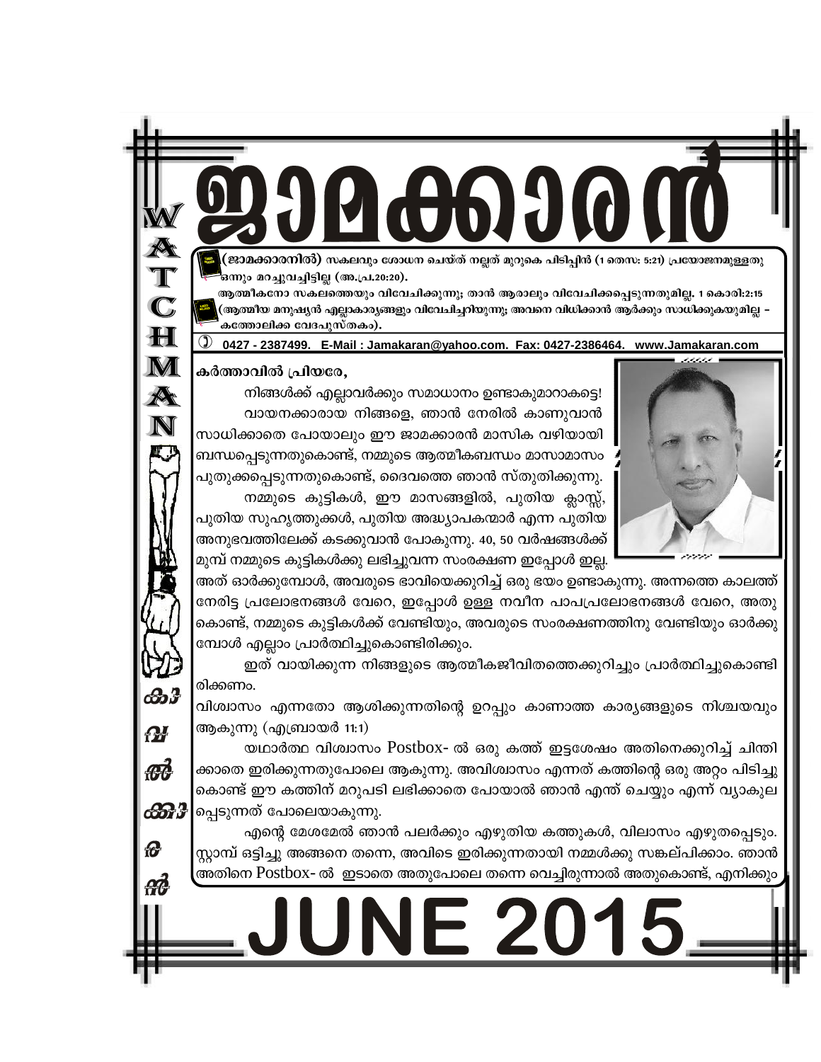# ജാമക്കാരൻ

**(ജാമക്കാരനിൽ)** സകലവും ശോധന ചെയ്ത് നല്ലത് മുറുകെ പിടിപ്പിൻ (1 തെസ: 5:21) പ്രയോജനമുള്ളതു ഒന്നും മറച്ചുവച്ചിട്ടില്ല (അ.പ്ര.20:20).

ആത്മീകനോ സകലത്തെയും വിവേചിക്കുന്നു; താൻ ആരാലും വിവേചിക്കപ്പെടുന്നതുമില്ല. 1 കൊരി:2:15 (ആത്മീയ മനുഷ്യൻ എല്ലാകാര്യങ്ങളും വിവേചിച്ചറിയുന്നു; അവനെ വിധിക്കാൻ ആർക്കും സാധിക്കുകയുമില്ല – കത്തോലിക്ക വേദപുസ്തകം).

0427 - 2387499. E-Mail : Jamakaran@yahoo.com. Fax: 0427-2386464. www.Jamakaran.com

WATCHMAN

കാവൽക്കാരൻ

കർത്താവിൽ പ്രിയരേ,

നിങ്ങൾക്ക് എല്ലാവർക്കും സമാധാനം ഉണ്ടാകുമാറാകട്ടെ!

വായനക്കാരായ നിങ്ങളെ, ഞാൻ നേരിൽ കാണുവാൻ സാധിക്കാതെ പോയാലും ഈ ജാമക്കാരൻ മാസിക വഴിയായി ബന്ധപ്പെടുന്നതുകൊണ്ട്, നമ്മുടെ ആത്മീകബന്ധം മാസാമാസം പുതുക്കപ്പെടുന്നതുകൊണ്ട്, ദൈവത്തെ ഞാൻ സ്തുതിക്കുന്നു.

നമ്മുടെ കുട്ടികൾ, ഈ മാസങ്ങളിൽ, പുതിയ ക്ലാസ്സ്, പുതിയ സുഹൃത്തുക്കൾ, പുതിയ അദ്ധ്യാപകന്മാർ എന്ന പുതിയ അനുഭവത്തിലേക്ക് കടക്കുവാൻ പോകുന്നു. 40, 50 വർഷങ്ങൾക്ക് മുമ്പ് നമ്മുടെ കുട്ടികൾക്കു ലഭിച്ചുവന്ന സംരക്ഷണ ഇപ്പോൾ ഇല്ല. അത് ഓർക്കുമ്പോൾ, അവരുടെ ഭാവിയെക്കുറിച്ച് ഒരു ഭയം ഉണ്ടാകുന്നു. അന്നത്തെ കാലത്ത് നേരിട്ട പ്രലോഭനങ്ങൾ വേറെ, ഇപ്പോൾ ഉള്ള നവീന പാപപ്രലോഭനങ്ങൾ വേറെ, അതു കൊണ്ട്, നമ്മുടെ കുട്ടികൾക്ക് വേണ്ടിയും, അവരുടെ സംരക്ഷണത്തിനു വേണ്ടിയും ഓർക്കുമ്പോൾ എല്ലാം പ്രാർത്ഥിച്ചുകൊണ്ടിരിക്കും.

ഇത് വായിക്കുന്ന നിങ്ങളുടെ ആത്മീകജീവിതത്തെക്കുറിച്ചും പ്രാർത്ഥിച്ചുകൊണ്ടിരിക്കണം.

വിശ്വാസം എന്നതോ ആശിക്കുന്നതിന്റെ ഉറപ്പും കാണാത്ത കാര്യങ്ങളുടെ നിശ്ചയവും ആകുന്നു (എബ്രായർ 11:1)

യഥാർത്ഥ വിശ്വാസം Postbox- ൽ ഒരു കത്ത് ഇട്ടശേഷം അതിനെക്കുറിച്ച് ചിന്തിക്കാതെ ഇരിക്കുന്നതുപോലെ ആകുന്നു. അവിശ്വാസം എന്നത് കത്തിന്റെ ഒരു അറ്റം പിടിച്ചു കൊണ്ട് ഈ കത്തിന് മറുപടി ലഭിക്കാതെ പോയാൽ ഞാൻ എന്ത് ചെയ്യും എന്ന് വ്യാകുലപ്പെടുന്നത് പോലെയാകുന്നു.

എന്റെ മേശമേൽ ഞാൻ പലർക്കും എഴുതിയ കത്തുകൾ, വിലാസം എഴുതപ്പെട്ടും സ്റ്റാമ്പ് ഒട്ടിച്ചു അങ്ങനെ തന്നെ, അവിടെ ഇരിക്കുന്നതായി നമ്മൾക്കു സങ്കല്പിക്കാം. ഞാൻ അതിനെ Postbox- ൽ ഇടാതെ അതുപോലെ തന്നെ വെച്ചിരുന്നാൽ അതുകൊണ്ട്, എനിക്കും

# JUNE 2015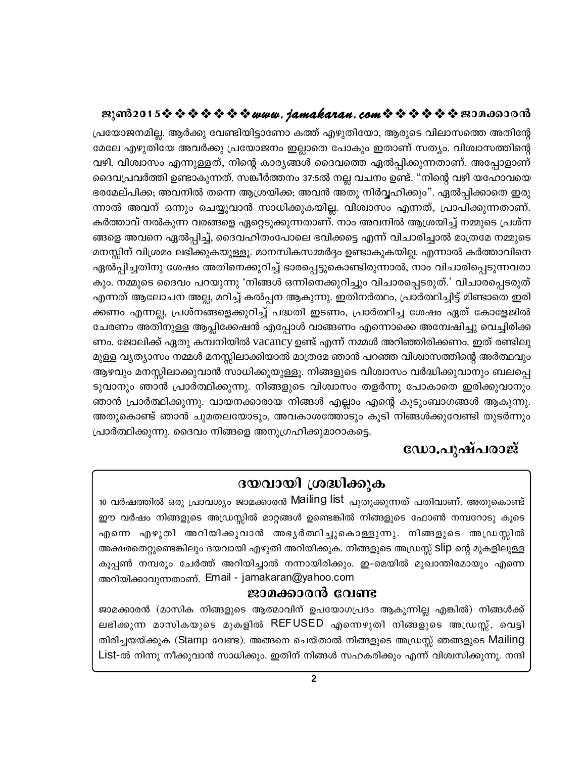പ്രയോജനമില്ല. ആർക്കു വേണ്ടിയിട്ടാണോ കത്ത് എഴുതിയോ, ആരുടെ വിലാസത്തെ അതിന്റേ മേലേ എഴുതിയേ അവർക്കു പ്രയോജനം ഇല്ലാതെ പോകും ഇതാണ് സത്യം. വിശ്വാസത്തിന്റെ വഴി, വിശ്വാസം എന്നുള്ളത്, നിന്റെ കാര്യങ്ങൾ ദൈവത്തെ ഏൽപ്പിക്കുന്നതാണ്. അപ്പോളാണ് ദൈവപ്രവർത്തി ഉണ്ടാകുന്നത്. സങ്കീർത്തനം 37:5ൽ നല്ല വചനം ഉണ്ട്. "നിന്റെ വഴി യഹോവയെ ഭരമേല്പിക്ക; അവനിൽ തന്നെ ആശ്രയിക്ക; അവൻ അതു നിർവ്വഹിക്കും". ഏൽപ്പിക്കാതെ ഇരുന്നാൽ അവന് ഒന്നും ചെയ്യുവാൻ സാധിക്കുകയില്ല. വിശ്വാസം എന്നത്, പ്രാപിക്കുന്നതാണ്. കർത്താവ് നൽകുന്ന വരങ്ങളെ ഏറ്റെടുക്കുന്നതാണ്. നാം അവനിൽ ആശ്രയിച്ച് നമ്മുടെ പ്രശ്നങ്ങളെ അവനെ ഏൽപ്പിച്ച്, ദൈവഹിതംപോലെ ഭവിക്കട്ടെ എന്ന് വിചാരിച്ചാൽ മാത്രമേ നമ്മുടെ മനസ്സിന് വിശ്രമം ലഭിക്കുകയുള്ളു. മാനസികസമ്മർദ്ദം ഉണ്ടാകുകയില്ല. എന്നാൽ കർത്താവിനെ ഏൽപ്പിച്ചതിനു ശേഷം അതിനെക്കുറിച്ച് ഭാരപ്പെട്ടുകൊണ്ടിരുന്നാൽ, നാം വിചാരിപ്പെടുന്നവരാകും. നമ്മുടെ ദൈവം പറയുന്നു 'നിങ്ങൾ ഒന്നിനെക്കുറിച്ചും വിചാരപ്പെടരുത്.' വിചാരപ്പെടരുത് എന്നത് ആലോചന അല്ല, മറിച്ച് കൽപ്പന ആകുന്നു. ഇതിനർത്ഥം, പ്രാർത്ഥിച്ചിട്ട് മിണ്ടാതെ ഇരിക്കണം എന്നല്ല, പ്രശ്നങ്ങളെക്കുറിച്ച് പദ്ധതി ഇടണം, പ്രാർത്ഥിച്ച ശേഷം ഏത് കോളേജിൽ ചേരണം അതിനുള്ള ആപ്ലിക്കേഷൻ എപ്പോൾ വാങ്ങണം എന്നൊക്കെ അന്വേഷിച്ചു വെച്ചിരിക്കണം. ജോലിക്ക് ഏതു കമ്പനിയിൽ vacancy ഉണ്ട് എന്ന് നമ്മൾ അറിഞ്ഞിരിക്കണം. ഇത് രണ്ടിലുമുള്ള വ്യത്യാസം നമ്മൾ മനസ്സിലാക്കിയാൽ മാത്രമേ ഞാൻ പറഞ്ഞ വിശ്വാസത്തിന്റെ അർത്ഥവും ആഴവും മനസ്സിലാക്കുവാൻ സാധിക്കുയുള്ളൂ. നിങ്ങളുടെ വിശ്വാസം വർദ്ധിക്കുവാനും ബലപ്പെടുവാനും ഞാൻ പ്രാർത്ഥിക്കുന്നു. നിങ്ങളുടെ വിശ്വാസം തളർന്നു പോകാതെ ഇരിക്കുവാനും ഞാൻ പ്രാർത്ഥിക്കുന്നു. വായനക്കാരായ നിങ്ങൾ എല്ലാം എന്റെ കുടുംബാഗങ്ങൾ ആകുന്നു. അതുകൊണ്ട് ഞാൻ ചുമതലയോടും, അവകാശത്തോടും കൂടി നിങ്ങൾക്കുവേണ്ടി തുടർന്നും പ്രാർത്ഥിക്കുന്നു. ദൈവം നിങ്ങളെ അനുഗ്രഹിക്കുമാറാകട്ടെ.

**ഡോ.പുഷ്പരാജ്**

## ദയവായി ശ്രദ്ധിക്കുക

10 വർഷത്തിൽ ഒരു പ്രാവശ്യം ജാമക്കാരൻ Mailing list പുതുക്കുന്നത് പതിവാണ്. അതുകൊണ്ട് ഈ വർഷം നിങ്ങളുടെ അഡ്രസ്സിൽ മാറ്റങ്ങൾ ഉണ്ടെങ്കിൽ നിങ്ങളുടെ ഫോൺ നമ്പറോടു കൂടെ എന്നെ എഴുതി അറിയിക്കുവാൻ അഭ്യർത്ഥിച്ചുകൊള്ളുന്നു. നിങ്ങളുടെ അഡ്രസ്സിൽ അക്ഷരതെറ്റുണ്ടെങ്കിലും ദയവായി എഴുതി അറിയിക്കുക. നിങ്ങളുടെ അഡ്രസ്സ് slip ന്റെ മുകളിലുള്ള കൂപ്പൺ നമ്പരും ചേർത്ത് അറിയിച്ചാൽ നന്നായിരിക്കും. ഇ-മെയിൽ മുഖാന്തിരമായും എന്നെ അറിയിക്കാവുന്നതാണ്. Email - jamakaran@yahoo.com

## ജാമക്കാരൻ വേണ്ട

ജാമക്കാരൻ (മാസിക നിങ്ങളുടെ ആത്മാവിന് ഉപയോഗപ്രദം ആകുന്നില്ല എങ്കിൽ) നിങ്ങൾക്ക് ലഭിക്കുന്ന മാസികയുടെ മുകളിൽ REFUSED എന്നെഴുതി നിങ്ങളുടെ അഡ്രസ്സ്, വെട്ടി തിരിച്ചയയ്ക്കുക (Stamp വേണ്ട). അങ്ങനെ ചെയ്താൽ നിങ്ങളുടെ അഡ്രസ്സ് ഞങ്ങളുടെ Mailing List-ൽ നിന്നു നീക്കുവാൻ സാധിക്കും. ഇതിന് നിങ്ങൾ സഹകരിക്കും എന്ന് വിശ്വസിക്കുന്നു. നന്ദി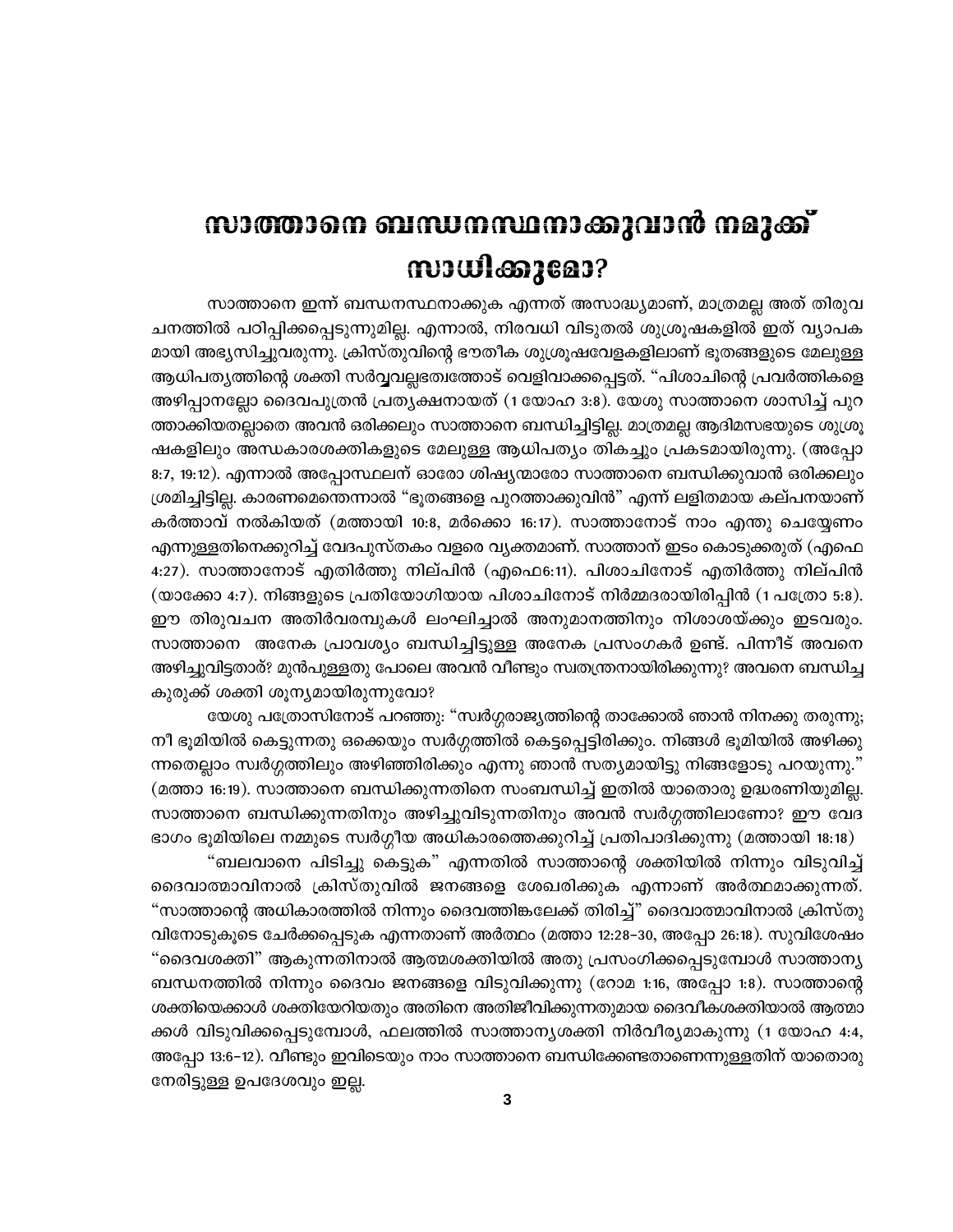# സാത്താനെ ബന്ധനസ്ഥനാക്കുവാൻ നമുക്ക് സാധിക്കുമോ?

സാത്താനെ ഇന്ന് ബന്ധനസ്ഥനാക്കുക എന്നത് അസാദ്ധ്യമാണ്, മാത്രമല്ല അത് തിരുവചനത്തിൽ പഠിപ്പിക്കപ്പെടുന്നുമില്ല. എന്നാൽ, നിരവധി വിടുതൽ ശുശ്രൂഷകളിൽ ഇത് വ്യാപകമായി അഭ്യസിച്ചുവരുന്നു. ക്രിസ്തുവിന്റെ ഭൗതീക ശുശ്രൂഷവേളകളിലാണ് ഭൂതങ്ങളുടെ മേലുള്ള ആധിപത്യത്തിന്റെ ശക്തി സർവ്വവല്ലഭത്വത്തോട് വെളിവാക്കപ്പെട്ടത്. "പിശാചിന്റെ പ്രവർത്തികളെ അഴിപ്പാനല്ലോ ദൈവപുത്രൻ പ്രത്യക്ഷനായത് (1 യോഹ 3:8). യേശു സാത്താനെ ശാസിച്ച് പുറത്താക്കിയതല്ലാതെ അവൻ ഒരിക്കലും സാത്താനെ ബന്ധിച്ചിട്ടില്ല. മാത്രമല്ല ആദിമസഭയുടെ ശുശ്രൂഷകളിലും അന്ധകാരശക്തികളുടെ മേലുള്ള ആധിപത്യം തികച്ചും പ്രകടമായിരുന്നു. (അപ്പോ 8:7, 19:12). എന്നാൽ അപ്പോസ്ഥലന് ഓരോ ശിഷ്യന്മാരോ സാത്താനെ ബന്ധിക്കുവാൻ ഒരിക്കലും ശ്രമിച്ചിട്ടില്ല. കാരണമെന്തെന്നാൽ "ഭൂതങ്ങളെ പുറത്താക്കുവിൻ" എന്ന് ലളിതമായ കല്പനയാണ് കർത്താവ് നൽകിയത് (മത്തായി 10:8, മർക്കൊ 16:17). സാത്താനോട് നാം എന്തു ചെയ്യേണം എന്നുള്ളതിനെക്കുറിച്ച് വേദപുസ്തകം വളരെ വ്യക്തമാണ്. സാത്താന് ഇടം കൊടുക്കരുത് (എഫെ 4:27). സാത്താനോട് എതിർത്തു നില്പിൻ (എഫെ6:11). പിശാചിനോട് എതിർത്തു നില്പിൻ (യാക്കോ 4:7). നിങ്ങളുടെ പ്രതിയോഗിയായ പിശാചിനോട് നിർമ്മദരായിരിപ്പിൻ (1 പത്രോ 5:8). ഈ തിരുവചന അതിർവരമ്പുകൾ ലംഘിച്ചാൽ അനുമാനത്തിനും നിശാശയ്ക്കും ഇടവരും. സാത്താനെ അനേക പ്രാവശ്യം ബന്ധിച്ചിട്ടുള്ള അനേക പ്രസംഗകർ ഉണ്ട്. പിന്നീട് അവനെ അഴിച്ചുവിട്ടതാര്? മുൻപുള്ളതു പോലെ അവൻ വീണ്ടും സ്വതന്ത്രനായിരിക്കുന്നു? അവനെ ബന്ധിച്ച കുരുക്ക് ശക്തി ശൂന്യമായിരുന്നുവോ?

യേശു പത്രോസിനോട് പറഞ്ഞു: "സ്വർഗ്ഗരാജ്യത്തിന്റെ താക്കോൽ ഞാൻ നിനക്കു തരുന്നു; നീ ഭൂമിയിൽ കെട്ടുന്നതു ഒക്കെയും സ്വർഗ്ഗത്തിൽ കെട്ടപ്പെട്ടിരിക്കും. നിങ്ങൾ ഭൂമിയിൽ അഴിക്കുന്നതെല്ലാം സ്വർഗ്ഗത്തിലും അഴിഞ്ഞിരിക്കും എന്നു ഞാൻ സത്യമായിട്ടു നിങ്ങളോടു പറയുന്നു." (മത്താ 16:19). സാത്താനെ ബന്ധിക്കുന്നതിനെ സംബന്ധിച്ച് ഇതിൽ യാതൊരു ഉദ്ധരണിയുമില്ല. സാത്താനെ ബന്ധിക്കുന്നതിനും അഴിച്ചുവിടുന്നതിനും അവൻ സ്വർഗ്ഗത്തിലാണോ? ഈ വേദഭാഗം ഭൂമിയിലെ നമ്മുടെ സ്വർഗ്ഗീയ അധികാരത്തെക്കുറിച്ച് പ്രതിപാദിക്കുന്നു (മത്തായി 18:18)

"ബലവാനെ പിടിച്ചു കെട്ടുക" എന്നതിൽ സാത്താന്റെ ശക്തിയിൽ നിന്നും വിടുവിച്ച് ദൈവാത്മാവിനാൽ ക്രിസ്തുവിൽ ജനങ്ങളെ ശേഖരിക്കുക എന്നാണ് അർത്ഥമാക്കുന്നത്. "സാത്താന്റെ അധികാരത്തിൽ നിന്നും ദൈവത്തിങ്കലേക്ക് തിരിച്ച്" ദൈവാത്മാവിനാൽ ക്രിസ്തുവിനോടുകൂടെ ചേർക്കപ്പെടുക എന്നതാണ് അർത്ഥം (മത്താ 12:28–30, അപ്പോ 26:18). സുവിശേഷം "ദൈവശക്തി" ആകുന്നതിനാൽ ആത്മശക്തിയിൽ അതു പ്രസംഗിക്കപ്പെടുമ്പോൾ സാത്താന്യ ബന്ധനത്തിൽ നിന്നും ദൈവം ജനങ്ങളെ വിടുവിക്കുന്നു (റോമ 1:16, അപ്പോ 1:8). സാത്താന്റെ ശക്തിയെക്കാൾ ശക്തിയേറിയതും അതിനെ അതിജീവിക്കുന്നതുമായ ദൈവീകശക്തിയാൽ ആത്മാക്കൾ വിടുവിക്കപ്പെടുമ്പോൾ, ഫലത്തിൽ സാത്താന്യശക്തി നിർവീര്യമാകുന്നു (1 യോഹ 4:4, അപ്പോ 13:6–12). വീണ്ടും ഇവിടെയും നാം സാത്താനെ ബന്ധിക്കേണ്ടതാണെന്നുള്ളതിന് യാതൊരു നേരിട്ടുള്ള ഉപദേശവും ഇല്ല.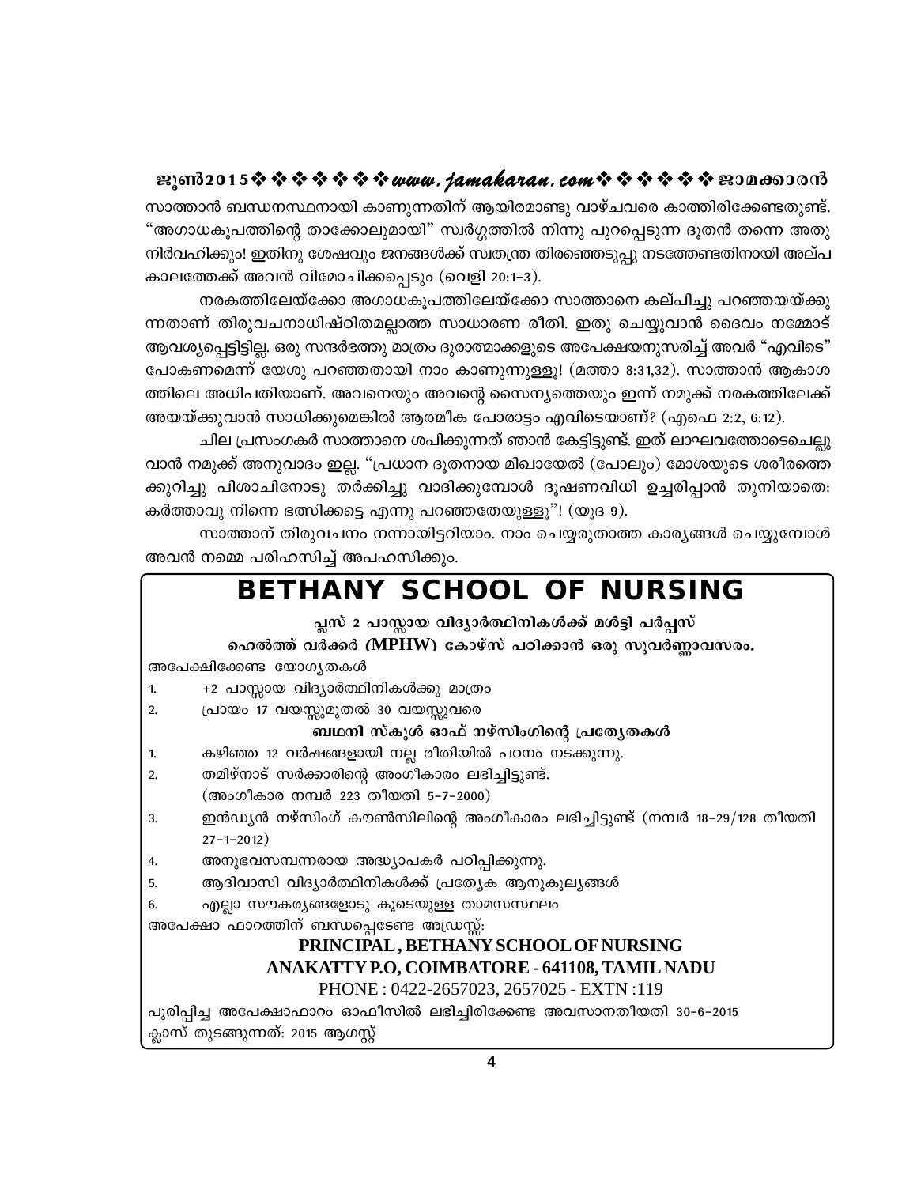സാത്താൻ ബന്ധനസ്ഥനായി കാണുന്നതിന് ആയിരമാണ്ടു വാഴ്ചവരെ കാത്തിരിക്കേണ്ടതുണ്ട്. "അഗാധകൂപത്തിന്റെ താക്കോലുമായി" സ്വർഗ്ഗത്തിൽ നിന്നു പുറപ്പെടുന്ന ദൂതൻ തന്നെ അതു നിർവഹിക്കും! ഇതിനു ശേഷവും ജനങ്ങൾക്ക് സ്വതന്ത്ര തിരഞ്ഞെടുപ്പു നടത്തേണ്ടതിനായി അല്പ കാലത്തേക്ക് അവൻ വിമോചിക്കപ്പെടും (വെളി 20:1-3).

നരകത്തിലേയ്ക്കോ അഗാധകൂപത്തിലേയ്ക്കോ സാത്താനെ കല്പിച്ചു പറഞ്ഞയയ്ക്കുന്നതാണ് തിരുവചനാധിഷ്ഠിതമല്ലാത്ത സാധാരണ രീതി. ഇതു ചെയ്യുവാൻ ദൈവം നമ്മോട് ആവശ്യപ്പെട്ടിട്ടില്ല. ഒരു സന്ദർഭത്തു മാത്രം ദുരാത്മാക്കളുടെ അപേക്ഷയനുസരിച്ച് അവർ "എവിടെ" പോകണമെന്ന് യേശു പറഞ്ഞതായി നാം കാണുന്നുള്ളൂ! (മത്താ 8:31,32). സാത്താൻ ആകാശത്തിലെ അധിപതിയാണ്. അവനെയും അവന്റെ സൈന്യത്തെയും ഇന്ന് നമുക്ക് നരകത്തിലേക്ക് അയയ്ക്കുവാൻ സാധിക്കുമെങ്കിൽ ആത്മീക പോരാട്ടം എവിടെയാണ്? (എഫെ 2:2, 6:12).

ചില പ്രസംഗകർ സാത്താനെ ശപിക്കുന്നത് ഞാൻ കേട്ടിട്ടുണ്ട്. ഇത് ലാഘവത്തോടെചെല്ലുവാൻ നമുക്ക് അനുവാദം ഇല്ല. "പ്രധാന ദൂതനായ മിഖായേൽ (പോലും) മോശയുടെ ശരീരത്തെക്കുറിച്ചു പിശാചിനോടു തർക്കിച്ചു വാദിക്കുമ്പോൾ ദൂഷണവിധി ഉച്ചരിപ്പാൻ തുനിയാതെ: കർത്താവു നിന്നെ ഭത്സിക്കട്ടെ എന്നു പറഞ്ഞതേയുള്ളൂ"! (യൂദ 9).

സാത്താന് തിരുവചനം നന്നായിട്ടറിയാം. നാം ചെയ്യരുതാത്ത കാര്യങ്ങൾ ചെയ്യുമ്പോൾ അവൻ നമ്മെ പരിഹസിച്ച് അപഹസിക്കും.

---

# BETHANY SCHOOL OF NURSING

**പ്ലസ് 2 പാസ്സായ വിദ്യാർത്ഥിനികൾക്ക് മൾട്ടി പർപ്പസ്**

**ഹെൽത്ത് വർക്കർ (MPHW) കോഴ്സ് പഠിക്കാൻ ഒരു സുവർണ്ണാവസരം.**

അപേക്ഷിക്കേണ്ട യോഗ്യതകൾ

1. +2 പാസ്സായ വിദ്യാർത്ഥിനികൾക്കു മാത്രം
2. പ്രായം 17 വയസ്സുമുതൽ 30 വയസ്സുവരെ

**ബഥനി സ്കൂൾ ഓഫ് നഴ്സിംഗിന്റെ പ്രത്യേതകൾ**

1. കഴിഞ്ഞ 12 വർഷങ്ങളായി നല്ല രീതിയിൽ പഠനം നടക്കുന്നു.
2. തമിഴ്നാട് സർക്കാരിന്റെ അംഗീകാരം ലഭിച്ചിട്ടുണ്ട്. (അംഗീകാര നമ്പർ 223 തീയതി 5-7-2000)
3. ഇൻഡ്യൻ നഴ്സിംഗ് കൗൺസിലിന്റെ അംഗീകാരം ലഭിച്ചിട്ടുണ്ട് (നമ്പർ 18-29/128 തീയതി 27-1-2012)
4. അനുഭവസമ്പന്നരായ അദ്ധ്യാപകർ പഠിപ്പിക്കുന്നു.
5. ആദിവാസി വിദ്യാർത്ഥിനികൾക്ക് പ്രത്യേക ആനുകൂല്യങ്ങൾ
6. എല്ലാ സൗകര്യങ്ങളോടു കൂടെയുള്ള താമസസ്ഥലം

അപേക്ഷാ ഫാറത്തിന് ബന്ധപ്പെടേണ്ട അഡ്രസ്സ്:

**PRINCIPAL, BETHANY SCHOOL OF NURSING**
**ANAKATTY P.O, COIMBATORE - 641108, TAMIL NADU**
PHONE : 0422-2657023, 2657025 - EXTN :119

പൂരിപ്പിച്ച അപേക്ഷാഫാറം ഓഫീസിൽ ലഭിച്ചിരിക്കേണ്ട അവസാനതീയതി 30-6-2015

ക്ലാസ് തുടങ്ങുന്നത്: 2015 ആഗസ്റ്റ്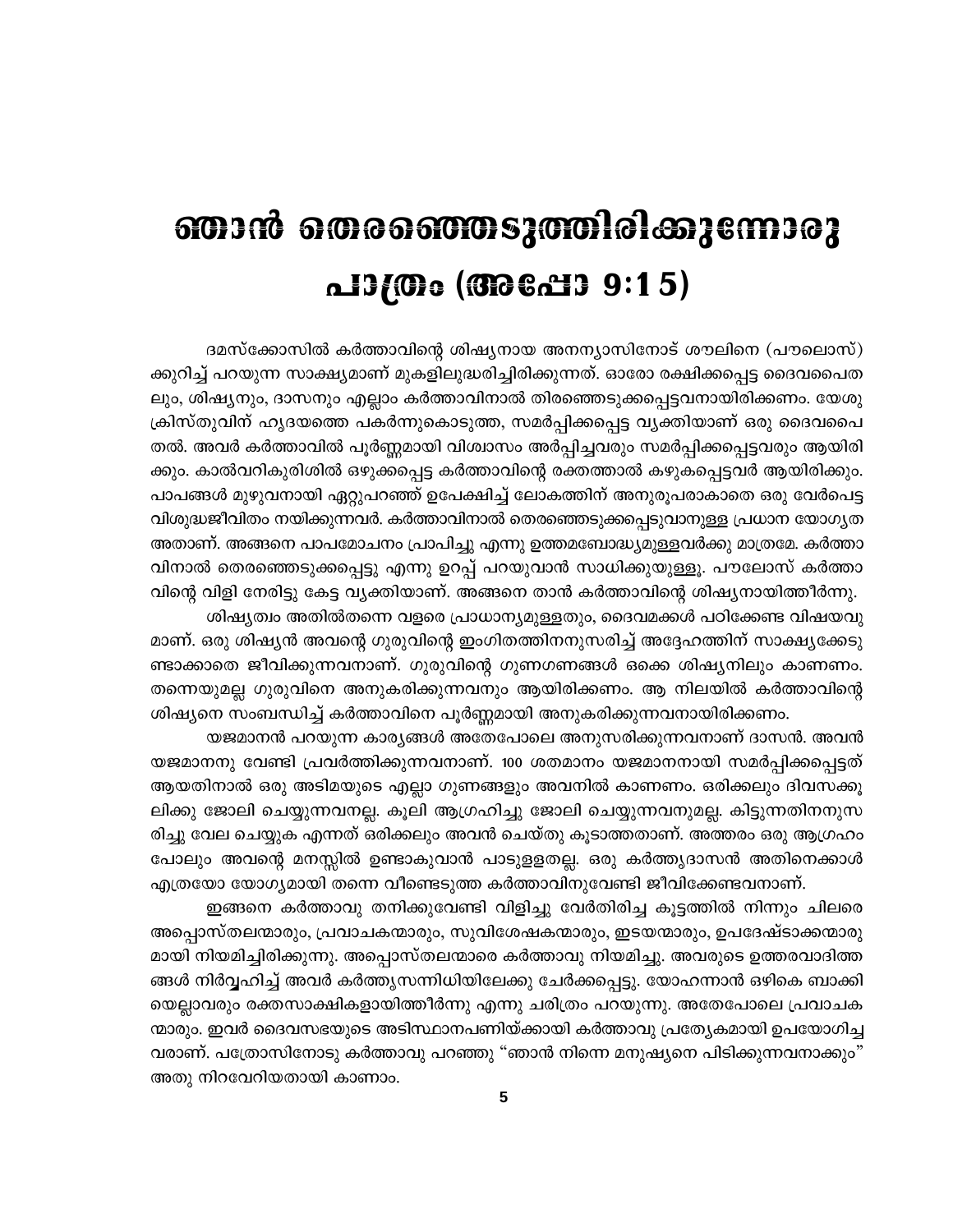# ഞാൻ തെരഞ്ഞെടുത്തിരിക്കുന്നോരു പാത്രം (അപ്പോ 9:15)

ദമസ്ക്കോസിൽ കർത്താവിന്റെ ശിഷ്യനായ അനന്യാസിനോട് ശൗലിനെ (പൗലൊസ്) ക്കുറിച്ച് പറയുന്ന സാക്ഷ്യമാണ് മുകളിലുദ്ധരിച്ചിരിക്കുന്നത്. ഓരോ രക്ഷിക്കപ്പെട്ട ദൈവപൈതലും, ശിഷ്യനും, ദാസനും എല്ലാം കർത്താവിനാൽ തിരഞ്ഞെടുക്കപ്പെട്ടവനായിരിക്കണം. യേശു ക്രിസ്തുവിന് ഹൃദയത്തെ പകർന്നുകൊടുത്ത, സമർപ്പിക്കപ്പെട്ട വ്യക്തിയാണ് ഒരു ദൈവപൈതൽ. അവർ കർത്താവിൽ പൂർണ്ണമായി വിശ്വാസം അർപ്പിച്ചവരും സമർപ്പിക്കപ്പെട്ടവരും ആയിരിക്കും. കാൽവറികുരിശിൽ ഒഴുക്കപ്പെട്ട കർത്താവിന്റെ രക്തത്താൽ കഴുകപ്പെട്ടവർ ആയിരിക്കും. പാപങ്ങൾ മുഴുവനായി ഏറ്റുപറഞ്ഞ് ഉപേക്ഷിച്ച് ലോകത്തിന് അനുരൂപരാകാതെ ഒരു വേർപെട്ട വിശുദ്ധജീവിതം നയിക്കുന്നവർ. കർത്താവിനാൽ തെരഞ്ഞെടുക്കപ്പെടുവാനുള്ള പ്രധാന യോഗ്യത അതാണ്. അങ്ങനെ പാപമോചനം പ്രാപിച്ചു എന്നു ഉത്തമബോദ്ധ്യമുള്ളവർക്കു മാത്രമേ. കർത്താവിനാൽ തെരഞ്ഞെടുക്കപ്പെട്ടു എന്നു ഉറപ്പ് പറയുവാൻ സാധിക്കുയുള്ളൂ. പൗലോസ് കർത്താവിന്റെ വിളി നേരിട്ടു കേട്ട വ്യക്തിയാണ്. അങ്ങനെ താൻ കർത്താവിന്റെ ശിഷ്യനായിത്തീർന്നു.

ശിഷ്യത്വം അതിൽതന്നെ വളരെ പ്രാധാന്യമുള്ളതും, ദൈവമക്കൾ പഠിക്കേണ്ട വിഷയവുമാണ്. ഒരു ശിഷ്യൻ അവന്റെ ഗുരുവിന്റെ ഇംഗിതത്തിനനുസരിച്ച് അദ്ദേഹത്തിന് സാക്ഷ്യക്കേടുണ്ടാക്കാതെ ജീവിക്കുന്നവനാണ്. ഗുരുവിന്റെ ഗുണഗണങ്ങൾ ഒക്കെ ശിഷ്യനിലും കാണണം. തന്നെയുമല്ല ഗുരുവിനെ അനുകരിക്കുന്നവനും ആയിരിക്കണം. ആ നിലയിൽ കർത്താവിന്റെ ശിഷ്യനെ സംബന്ധിച്ച് കർത്താവിനെ പൂർണ്ണമായി അനുകരിക്കുന്നവനായിരിക്കണം.

യജമാനൻ പറയുന്ന കാര്യങ്ങൾ അതേപോലെ അനുസരിക്കുന്നവനാണ് ദാസൻ. അവൻ യജമാനനു വേണ്ടി പ്രവർത്തിക്കുന്നവനാണ്. 100 ശതമാനം യജമാനനായി സമർപ്പിക്കപ്പെട്ടത് ആയതിനാൽ ഒരു അടിമയുടെ എല്ലാ ഗുണങ്ങളും അവനിൽ കാണണം. ഒരിക്കലും ദിവസക്കൂലിക്കു ജോലി ചെയ്യുന്നവനല്ല. കൂലി ആഗ്രഹിച്ചു ജോലി ചെയ്യുന്നവനുമല്ല. കിട്ടുന്നതിനനുസരിച്ചു വേല ചെയ്യുക എന്നത് ഒരിക്കലും അവൻ ചെയ്തു കൂടാത്തതാണ്. അത്തരം ഒരു ആഗ്രഹം പോലും അവന്റെ മനസ്സിൽ ഉണ്ടാകുവാൻ പാടുള്ളതല്ല. ഒരു കർത്തൃദാസൻ അതിനെക്കാൾ എത്രയോ യോഗ്യമായി തന്നെ വീണ്ടെടുത്ത കർത്താവിനുവേണ്ടി ജീവിക്കേണ്ടവനാണ്.

ഇങ്ങനെ കർത്താവു തനിക്കുവേണ്ടി വിളിച്ചു വേർതിരിച്ച കൂട്ടത്തിൽ നിന്നും ചിലരെ അപ്പൊസ്തലന്മാരും, പ്രവാചകന്മാരും, സുവിശേഷകന്മാരും, ഇടയന്മാരും, ഉപദേഷ്ടാക്കന്മാരുമായി നിയമിച്ചിരിക്കുന്നു. അപ്പൊസ്തലന്മാരെ കർത്താവു നിയമിച്ചു. അവരുടെ ഉത്തരവാദിത്തങ്ങൾ നിർവ്വഹിച്ച് അവർ കർത്തൃസന്നിധിയിലേക്കു ചേർക്കപ്പെട്ടു. യോഹന്നാൻ ഒഴികെ ബാക്കിയെല്ലാവരും രക്തസാക്ഷികളായിത്തീർന്നു എന്നു ചരിത്രം പറയുന്നു. അതേപോലെ പ്രവാചകന്മാരും. ഇവർ ദൈവസഭയുടെ അടിസ്ഥാനപണിയ്ക്കായി കർത്താവു പ്രത്യേകമായി ഉപയോഗിച്ചവരാണ്. പത്രോസിനോടു കർത്താവു പറഞ്ഞു "ഞാൻ നിന്നെ മനുഷ്യനെ പിടിക്കുന്നവനാക്കും" അതു നിറവേറിയതായി കാണാം.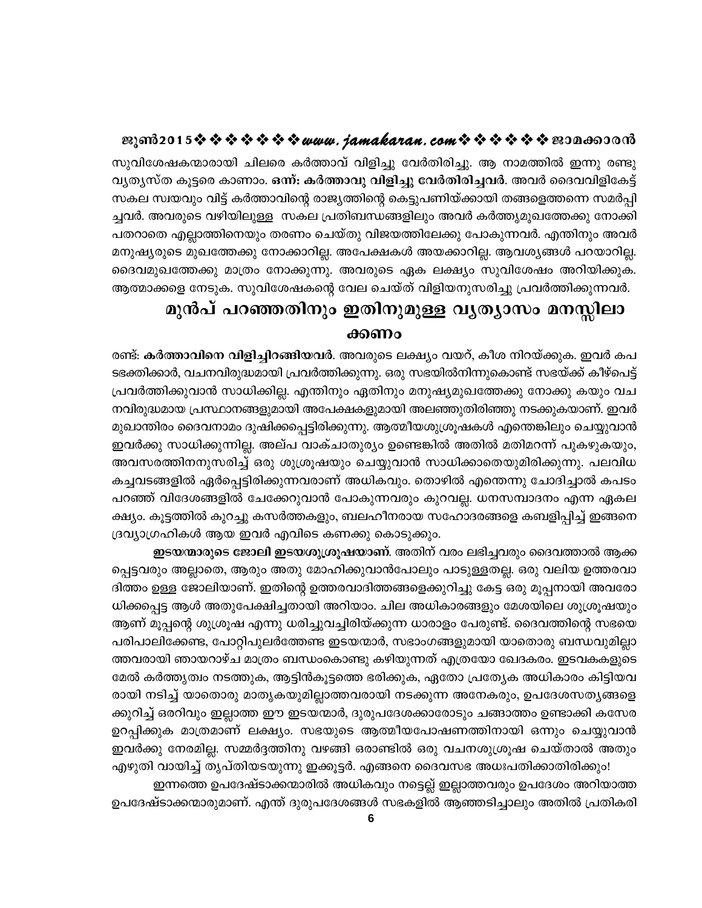സുവിശേഷകന്മാരായി ചിലരെ കർത്താവ് വിളിച്ചു വേർതിരിച്ചു. ആ നാമത്തിൽ ഇന്നു രണ്ടു വ്യത്യസ്ത കൂട്ടരെ കാണാം. **ഒന്ന്: കർത്താവു വിളിച്ചു വേർതിരിച്ചവർ**. അവർ ദൈവവിളികേട്ട് സകല സ്വയവും വിട്ട് കർത്താവിന്റെ രാജ്യത്തിന്റെ കെട്ടുപണിയ്ക്കായി തങ്ങളെത്തന്നെ സമർപ്പിച്ചവർ. അവരുടെ വഴിയിലുള്ള സകല പ്രതിബന്ധങ്ങളിലും അവർ കർത്തൃമുഖത്തേക്കു നോക്കി പതറാതെ എല്ലാത്തിനെയും തരണം ചെയ്തു വിജയത്തിലേക്കു പോകുന്നവർ. എന്തിനും അവർ മനുഷ്യരുടെ മുഖത്തേക്കു നോക്കാറില്ല. അപേക്ഷകൾ അയക്കാറില്ല. ആവശ്യങ്ങൾ പറയാറില്ല. ദൈവമുഖത്തേക്കു മാത്രം നോക്കുന്നു. അവരുടെ ഏക ലക്ഷ്യം സുവിശേഷം അറിയിക്കുക. ആത്മാക്കളെ നേടുക. സുവിശേഷകന്റെ വേല ചെയ്ത് വിളിയനുസരിച്ചു പ്രവർത്തിക്കുന്നവർ.

## മുൻപ് പറഞ്ഞതിനും ഇതിനുമുള്ള വ്യത്യാസം മനസ്സിലാക്കണം

രണ്ട്: **കർത്താവിനെ വിളിച്ചിറങ്ങിയവർ**. അവരുടെ ലക്ഷ്യം വയറ്, കീശ നിറയ്ക്കുക. ഇവർ കപടഭക്തിക്കാർ, വചനവിരുദ്ധമായി പ്രവർത്തിക്കുന്നു. ഒരു സഭയിൽനിന്നുകൊണ്ട് സഭയ്ക്ക് കീഴ്പെട്ട് പ്രവർത്തിക്കുവാൻ സാധിക്കില്ല. എന്തിനും ഏതിനും മനുഷ്യമുഖത്തേക്കു നോക്കു കയും വചനവിരുദ്ധമായ പ്രസ്ഥാനങ്ങളുമായി അപേക്ഷകളുമായി അലഞ്ഞുതിരിഞ്ഞു നടക്കുകയാണ്. ഇവർ മുഖാന്തിരം ദൈവനാമം ദുഷിക്കപ്പെട്ടിരിക്കുന്നു. ആത്മീയശുശ്രൂഷകൾ എന്തെങ്കിലും ചെയ്യുവാൻ ഇവർക്കു സാധിക്കുന്നില്ല. അല്പ വാക്ചാതുര്യം ഉണ്ടെങ്കിൽ അതിൽ മതിമറന്ന് പുകഴുകയും, അവസരത്തിനനുസരിച്ച് ഒരു ശുശ്രൂഷയും ചെയ്യുവാൻ സാധിക്കാതെയുമിരിക്കുന്നു. പലവിധ കച്ചവടങ്ങളിൽ ഏർപ്പെട്ടിരിക്കുന്നവരാണ് അധികവും. തൊഴിൽ എന്തെന്നു ചോദിച്ചാൽ കപടം പറഞ്ഞ് വിദേശങ്ങളിൽ ചേക്കേറുവാൻ പോകുന്നവരും കുറവല്ല. ധനസമ്പാദനം എന്ന ഏകലക്ഷ്യം. കൂട്ടത്തിൽ കുറച്ചു കസർത്തകളും, ബലഹീനരായ സഹോദരങ്ങളെ കബളിപ്പിച്ച് ഇങ്ങനെ ദ്രവ്യാഗ്രഹികൾ ആയ ഇവർ എവിടെ കണക്കു കൊടുക്കും.

**ഇടയന്മാരുടെ ജോലി ഇടയശുശ്രൂഷയാണ്**. അതിന് വരം ലഭിച്ചവരും ദൈവത്താൽ ആക്കപ്പെട്ടവരും അല്ലാതെ, ആരും അതു മോഹിക്കുവാൻപോലും പാടുള്ളതല്ല. ഒരു വലിയ ഉത്തരവാദിത്തം ഉള്ള ജോലിയാണ്. ഇതിന്റെ ഉത്തരവാദിത്തങ്ങളെക്കുറിച്ചു കേട്ട ഒരു മൂപ്പനായി അവരോധിക്കപ്പെട്ട ആൾ അതുപേക്ഷിച്ചതായി അറിയാം. ചില അധികാരങ്ങളും മേശയിലെ ശുശ്രൂഷയും ആണ് മൂപ്പന്റെ ശുശ്രൂഷ എന്നു ധരിച്ചുവച്ചിരിയ്ക്കുന്ന ധാരാളം പേരുണ്ട്. ദൈവത്തിന്റെ സഭയെ പരിപാലിക്കേണ്ട, പോറ്റിപുലർത്തേണ്ട ഇടയന്മാർ, സഭാംഗങ്ങളുമായി യാതൊരു ബന്ധവുമില്ലാത്തവരായി ഞായറാഴ്ച മാത്രം ബന്ധംകൊണ്ടു കഴിയുന്നത് എത്രയോ ഖേദകരം. ഇടവകകളുടെ മേൽ കർത്തൃത്വം നടത്തുക, ആട്ടിൻകൂട്ടത്തെ ഭരിക്കുക, ഏതോ പ്രത്യേക അധികാരം കിട്ടിയവരായി നടിച്ച് യാതൊരു മാതൃകയുമില്ലാത്തവരായി നടക്കുന്ന അനേകരും, ഉപദേശസത്യങ്ങളെക്കുറിച്ച് ഒരറിവും ഇല്ലാത്ത ഈ ഇടയന്മാർ, ദുരുപദേശക്കാരോടും ചങ്ങാത്തം ഉണ്ടാക്കി കസേര ഉറപ്പിക്കുക മാത്രമാണ് ലക്ഷ്യം. സഭയുടെ ആത്മീയപോഷണത്തിനായി ഒന്നും ചെയ്യുവാൻ ഇവർക്കു നേരമില്ല. സമ്മർദ്ദത്തിനു വഴങ്ങി ഒരാണ്ടിൽ ഒരു വചനശുശ്രൂഷ ചെയ്താൽ അതും എഴുതി വായിച്ച് തൃപ്തിയടയുന്നു ഇക്കൂട്ടർ. എങ്ങനെ ദൈവസഭ അധഃപതിക്കാതിരിക്കും!

ഇന്നത്തെ ഉപദേഷ്ടാക്കന്മാരിൽ അധികവും നട്ടെല്ല് ഇല്ലാത്തവരും ഉപദേശം അറിയാത്ത ഉപദേഷ്ടാക്കന്മാരുമാണ്. എന്ത് ദുരുപദേശങ്ങൾ സഭകളിൽ ആഞ്ഞടിച്ചാലും അതിൽ പ്രതികരി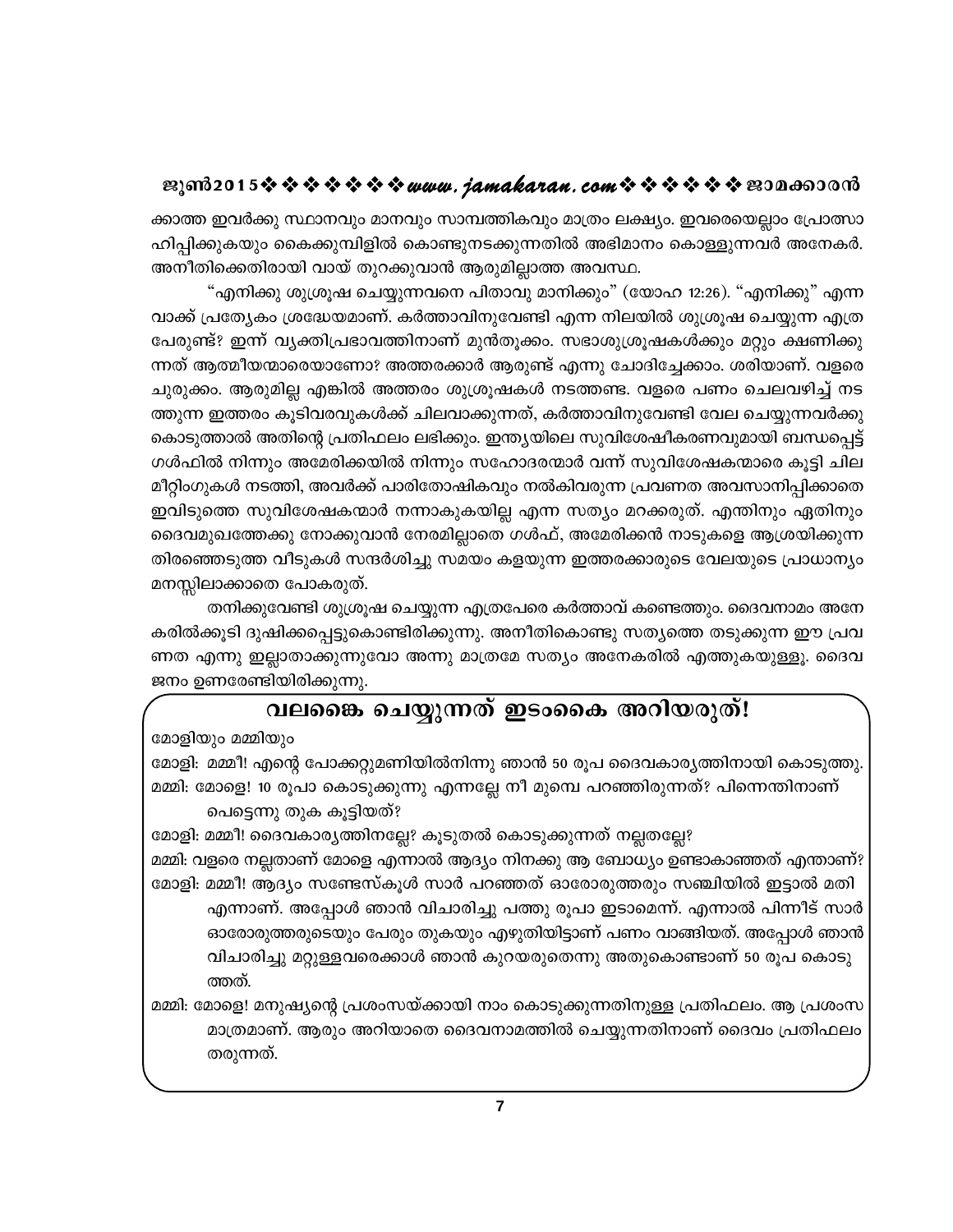ക്കാത്ത ഇവർക്കു സ്ഥാനവും മാനവും സാമ്പത്തികവും മാത്രം ലക്ഷ്യം. ഇവരെയെല്ലാം പ്രോത്സാഹിപ്പിക്കുകയും കൈക്കുമ്പിളിൽ കൊണ്ടുനടക്കുന്നതിൽ അഭിമാനം കൊള്ളുന്നവർ അനേകർ. അനീതിക്കെതിരായി വായ് തുറക്കുവാൻ ആരുമില്ലാത്ത അവസ്ഥ.

"എനിക്കു ശുശ്രൂഷ ചെയ്യുന്നവനെ പിതാവു മാനിക്കും" (യോഹ 12:26). "എനിക്കു" എന്ന വാക്ക് പ്രത്യേകം ശ്രദ്ധേയമാണ്. കർത്താവിനുവേണ്ടി എന്ന നിലയിൽ ശുശ്രൂഷ ചെയ്യുന്ന എത്ര പേരുണ്ട്? ഇന്ന് വ്യക്തിപ്രഭാവത്തിനാണ് മുൻതൂക്കം. സഭാശുശ്രൂഷകൾക്കും മറ്റും ക്ഷണിക്കുന്നത് ആത്മീയന്മാരെയാണോ? അത്തരക്കാർ ആരുണ്ട് എന്നു ചോദിച്ചേക്കാം. ശരിയാണ്. വളരെ ചുരുക്കം. ആരുമില്ല എങ്കിൽ അത്തരം ശുശ്രൂഷകൾ നടത്തേണ്ട. വളരെ പണം ചെലവഴിച്ച് നടത്തുന്ന ഇത്തരം കൂടിവരവുകൾക്ക് ചിലവാക്കുന്നത്, കർത്താവിനുവേണ്ടി വേല ചെയ്യുന്നവർക്കു കൊടുത്താൽ അതിന്റെ പ്രതിഫലം ലഭിക്കും. ഇന്ത്യയിലെ സുവിശേഷീകരണവുമായി ബന്ധപ്പെട്ട് ഗൾഫിൽ നിന്നും അമേരിക്കയിൽ നിന്നും സഹോദരന്മാർ വന്ന് സുവിശേഷകന്മാരെ കൂട്ടി ചില മീറ്റിംഗുകൾ നടത്തി, അവർക്ക് പാരിതോഷികവും നൽകിവരുന്ന പ്രവണത അവസാനിപ്പിക്കാതെ ഇവിടുത്തെ സുവിശേഷകന്മാർ നന്നാകുകയില്ല എന്ന സത്യം മറക്കരുത്. എന്തിനും ഏതിനും ദൈവമുഖത്തേക്കു നോക്കുവാൻ നേരമില്ലാതെ ഗൾഫ്, അമേരിക്കൻ നാടുകളെ ആശ്രയിക്കുന്ന തിരഞ്ഞെടുത്ത വീടുകൾ സന്ദർശിച്ചു സമയം കളയുന്ന ഇത്തരക്കാരുടെ വേലയുടെ പ്രാധാന്യം മനസ്സിലാക്കാതെ പോകരുത്.

തനിക്കുവേണ്ടി ശുശ്രൂഷ ചെയ്യുന്ന എത്രപേരെ കർത്താവ് കണ്ടെത്തും. ദൈവനാമം അനേകരിൽക്കൂടി ദുഷിക്കപ്പെട്ടുകൊണ്ടിരിക്കുന്നു. അനീതികൊണ്ടു സത്യത്തെ തടുക്കുന്ന ഈ പ്രവണത എന്നു ഇല്ലാതാക്കുന്നുവോ അന്നു മാത്രമേ സത്യം അനേകരിൽ എത്തുകയുള്ളൂ. ദൈവജനം ഉണരേണ്ടിയിരിക്കുന്നു.

## വലങ്കൈ ചെയ്യുന്നത് ഇടംകൈ അറിയരുത്!

മോളിയും മമ്മിയും

മോളി: മമ്മീ! എന്റെ പോക്കറ്റുമണിയിൽനിന്നു ഞാൻ 50 രൂപ ദൈവകാര്യത്തിനായി കൊടുത്തു.

മമ്മി: മോളെ! 10 രൂപാ കൊടുക്കുന്നു എന്നല്ലേ നീ മുമ്പെ പറഞ്ഞിരുന്നത്? പിന്നെന്തിനാണ് പെട്ടെന്നു തുക കൂട്ടിയത്?

മോളി: മമ്മീ! ദൈവകാര്യത്തിനല്ലേ? കൂടുതൽ കൊടുക്കുന്നത് നല്ലതല്ലേ?

മമ്മി: വളരെ നല്ലതാണ് മോളെ എന്നാൽ ആദ്യം നിനക്കു ആ ബോധ്യം ഉണ്ടാകാഞ്ഞത് എന്താണ്?

മോളി: മമ്മീ! ആദ്യം സണ്ടേസ്കൂൾ സാർ പറഞ്ഞത് ഓരോരുത്തരും സഞ്ചിയിൽ ഇട്ടാൽ മതി എന്നാണ്. അപ്പോൾ ഞാൻ വിചാരിച്ചു പത്തു രൂപാ ഇടാമെന്ന്. എന്നാൽ പിന്നീട് സാർ ഓരോരുത്തരുടെയും പേരും തുകയും എഴുതിയിട്ടാണ് പണം വാങ്ങിയത്. അപ്പോൾ ഞാൻ വിചാരിച്ചു മറ്റുള്ളവരെക്കാൾ ഞാൻ കുറയരുതെന്നു അതുകൊണ്ടാണ് 50 രൂപ കൊടുത്തത്.

മമ്മി: മോളെ! മനുഷ്യന്റെ പ്രശംസയ്ക്കായി നാം കൊടുക്കുന്നതിനുള്ള പ്രതിഫലം. ആ പ്രശംസ മാത്രമാണ്. ആരും അറിയാതെ ദൈവനാമത്തിൽ ചെയ്യുന്നതിനാണ് ദൈവം പ്രതിഫലം തരുന്നത്.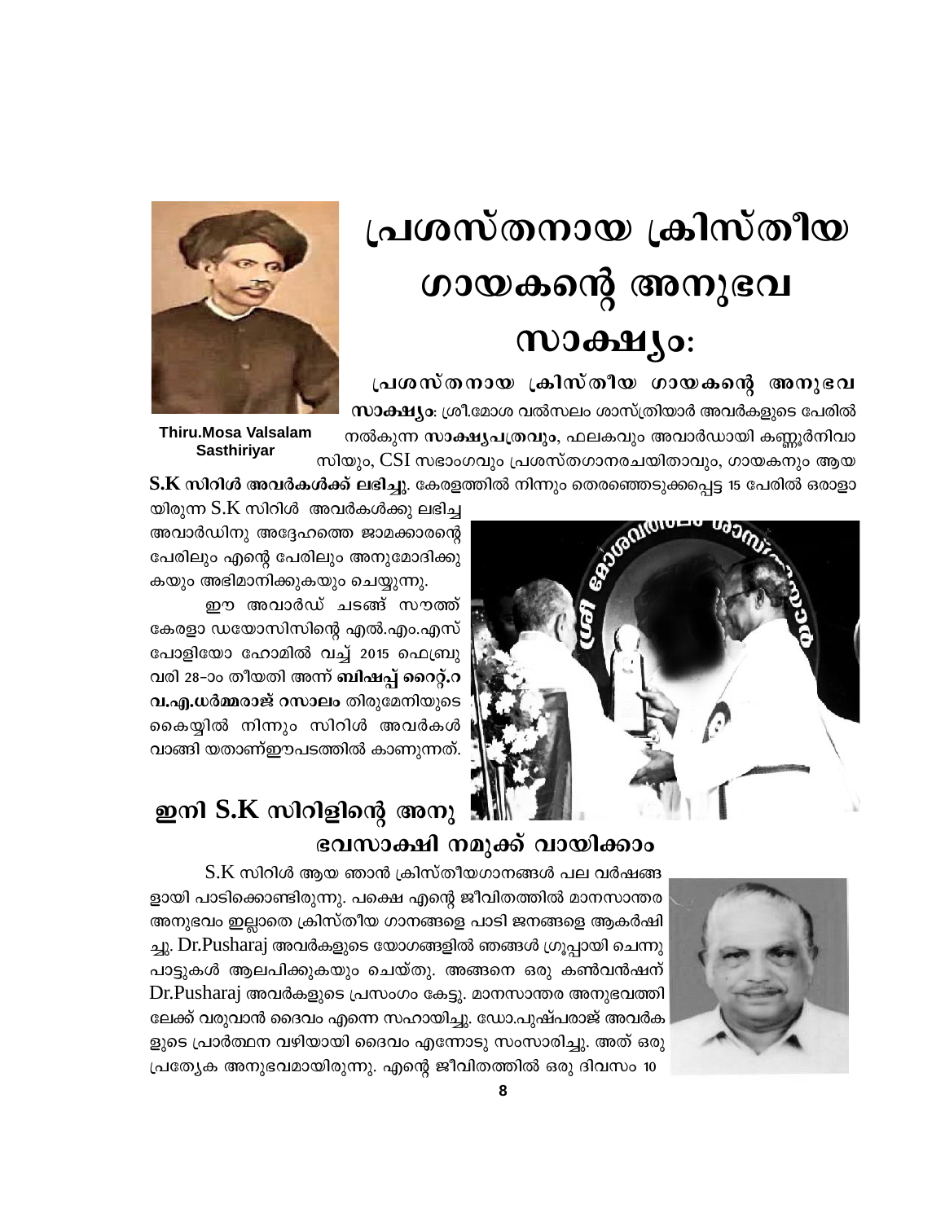# പ്രശസ്തനായ ക്രിസ്തീയ ഗായകന്റെ അനുഭവ സാക്ഷ്യം:

Thiru.Mosa Valsalam Sasthiriyar

**പ്രശസ്തനായ ക്രിസ്തീയ ഗായകന്റെ അനുഭവ സാക്ഷ്യം**: ശ്രീ.മോശ വൽസലം ശാസ്ത്രിയാർ അവർകളുടെ പേരിൽ നൽകുന്ന **സാക്ഷ്യപത്രവും**, ഫലകവും അവാർഡായി കണ്ണൂർനിവാസിയും, CSI സഭാംഗവും പ്രശസ്തഗാനരചയിതാവും, ഗായകനും ആയ **S.K സിറിൾ അവർകൾക്ക് ലഭിച്ചു**. കേരളത്തിൽ നിന്നും തെരഞ്ഞെടുക്കപ്പെട്ട 15 പേരിൽ ഒരാളായിരുന്ന S.K സിറിൾ അവർകൾക്കു ലഭിച്ച അവാർഡിനു അദ്ദേഹത്തെ ജാമക്കാരന്റെ പേരിലും എന്റെ പേരിലും അനുമോദിക്കുകയും അഭിമാനിക്കുകയും ചെയ്യുന്നു.

ഈ അവാർഡ് ചടങ്ങ് സൗത്ത് കേരളാ ഡയോസിസിന്റെ എൽ.എം.എസ് പോളിയോ ഹോമിൽ വച്ച് 2015 ഫെബ്രുവരി 28–ാം തീയതി അന്ന് **ബിഷപ്പ് റൈറ്റ്.റവ.എ.ധർമ്മരാജ് റസാലം** തിരുമേനിയുടെ കൈയ്യിൽ നിന്നും സിറിൾ അവർകൾ വാങ്ങി യതാണ്ഈപടത്തിൽ കാണുന്നത്.

## ഇനി S.K സിറിളിന്റെ അനുഭവസാക്ഷി നമുക്ക് വായിക്കാം

S.K സിറിൾ ആയ ഞാൻ ക്രിസ്തീയഗാനങ്ങൾ പല വർഷങ്ങളായി പാടിക്കൊണ്ടിരുന്നു. പക്ഷെ എന്റെ ജീവിതത്തിൽ മാനസാന്തര അനുഭവം ഇല്ലാതെ ക്രിസ്തീയ ഗാനങ്ങളെ പാടി ജനങ്ങളെ ആകർഷിച്ചു. Dr.Pusharaj അവർകളുടെ യോഗങ്ങളിൽ ഞങ്ങൾ ഗ്രൂപ്പായി ചെന്നു പാട്ടുകൾ ആലപിക്കുകയും ചെയ്തു. അങ്ങനെ ഒരു കൺവൻഷന് Dr.Pusharaj അവർകളുടെ പ്രസംഗം കേട്ടു. മാനസാന്തര അനുഭവത്തിലേക്ക് വരുവാൻ ദൈവം എന്നെ സഹായിച്ചു. ഡോ.പുഷ്പരാജ് അവർകളുടെ പ്രാർത്ഥന വഴിയായി ദൈവം എന്നോടു സംസാരിച്ചു. അത് ഒരു പ്രത്യേക അനുഭവമായിരുന്നു. എന്റെ ജീവിതത്തിൽ ഒരു ദിവസം 10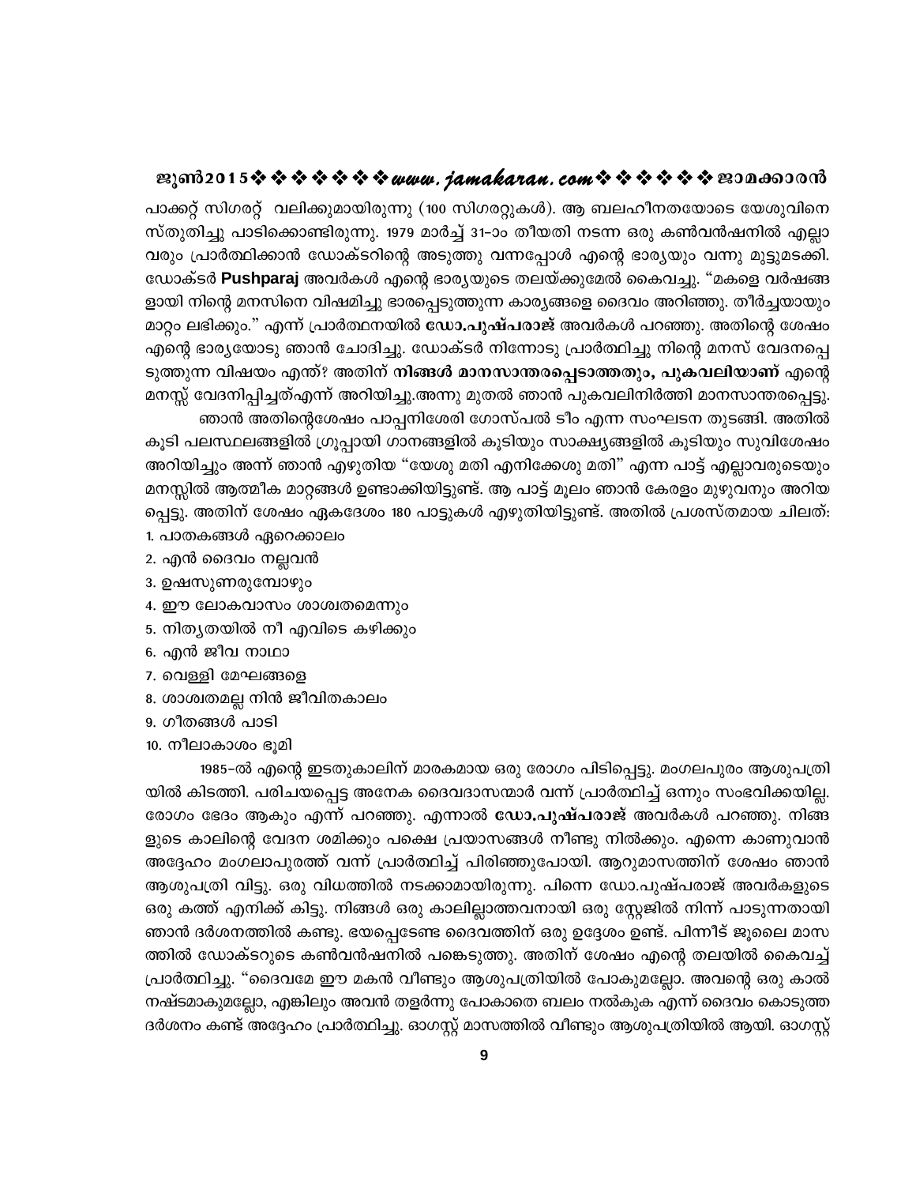പാക്കറ്റ് സിഗരറ്റ് വലിക്കുമായിരുന്നു (100 സിഗരറ്റുകൾ). ആ ബലഹീനതയോടെ യേശുവിനെ സ്തുതിച്ചു പാടിക്കൊണ്ടിരുന്നു. 1979 മാർച്ച് 31-ാം തീയതി നടന്ന ഒരു കൺവൻഷനിൽ എല്ലാവരും പ്രാർത്ഥിക്കാൻ ഡോക്ടറിന്റെ അടുത്തു വന്നപ്പോൾ എന്റെ ഭാര്യയും വന്നു മുട്ടുമടക്കി. ഡോക്ടർ **Pushparaj** അവർകൾ എന്റെ ഭാര്യയുടെ തലയ്ക്കുമേൽ കൈവച്ചു. "മകളെ വർഷങ്ങളായി നിന്റെ മനസിനെ വിഷമിച്ചു ഭാരപ്പെടുത്തുന്ന കാര്യങ്ങളെ ദൈവം അറിഞ്ഞു. തീർച്ചയായും മാറ്റം ലഭിക്കും." എന്ന് പ്രാർത്ഥനയിൽ **ഡോ.പുഷ്പരാജ്** അവർകൾ പറഞ്ഞു. അതിന്റെ ശേഷം എന്റെ ഭാര്യയോടു ഞാൻ ചോദിച്ചു. ഡോക്ടർ നിന്നോടു പ്രാർത്ഥിച്ചു നിന്റെ മനസ് വേദനപ്പെടുത്തുന്ന വിഷയം എന്ത്? അതിന് **നിങ്ങൾ മാനസാന്തരപ്പെടാത്തതും, പുകവലിയാണ്** എന്റെ മനസ്സ് വേദനിപ്പിച്ചത്എന്ന് അറിയിച്ചു.അന്നു മുതൽ ഞാൻ പുകവലിനിർത്തി മാനസാന്തരപ്പെട്ടു.

ഞാൻ അതിന്റെശേഷം പാപ്പനിശേരി ഗോസ്പൽ ടീം എന്ന സംഘടന തുടങ്ങി. അതിൽ കൂടി പലസ്ഥലങ്ങളിൽ ഗ്രൂപ്പായി ഗാനങ്ങളിൽ കൂടിയും സാക്ഷ്യങ്ങളിൽ കൂടിയും സുവിശേഷം അറിയിച്ചും അന്ന് ഞാൻ എഴുതിയ "യേശു മതി എനിക്കേശു മതി" എന്ന പാട്ട് എല്ലാവരുടെയും മനസ്സിൽ ആത്മീക മാറ്റങ്ങൾ ഉണ്ടാക്കിയിട്ടുണ്ട്. ആ പാട്ട് മൂലം ഞാൻ കേരളം മുഴുവനും അറിയപ്പെട്ടു. അതിന് ശേഷം ഏകദേശം 180 പാട്ടുകൾ എഴുതിയിട്ടുണ്ട്. അതിൽ പ്രശസ്തമായ ചിലത്:

1. പാതകങ്ങൾ ഏറെക്കാലം
2. എൻ ദൈവം നല്ലവൻ
3. ഉഷസുണരുമ്പോഴും
4. ഈ ലോകവാസം ശാശ്വതമെന്നും
5. നിത്യതയിൽ നീ എവിടെ കഴിക്കും
6. എൻ ജീവ നാഥാ
7. വെള്ളി മേഘങ്ങളെ
8. ശാശ്വതമല്ല നിൻ ജീവിതകാലം
9. ഗീതങ്ങൾ പാടി
10. നീലാകാശം ഭൂമി

1985-ൽ എന്റെ ഇടതുകാലിന് മാരകമായ ഒരു രോഗം പിടിപ്പെട്ടു. മംഗലപുരം ആശുപത്രിയിൽ കിടത്തി. പരിചയപ്പെട്ട അനേക ദൈവദാസന്മാർ വന്ന് പ്രാർത്ഥിച്ച് ഒന്നും സംഭവിക്കയില്ല. രോഗം ഭേദം ആകും എന്ന് പറഞ്ഞു. എന്നാൽ **ഡോ.പുഷ്പരാജ്** അവർകൾ പറഞ്ഞു. നിങ്ങളുടെ കാലിന്റെ വേദന ശമിക്കും പക്ഷെ പ്രയാസങ്ങൾ നീണ്ടു നിൽക്കും. എന്നെ കാണുവാൻ അദ്ദേഹം മംഗലാപുരത്ത് വന്ന് പ്രാർത്ഥിച്ച് പിരിഞ്ഞുപോയി. ആറുമാസത്തിന് ശേഷം ഞാൻ ആശുപത്രി വിട്ടു. ഒരു വിധത്തിൽ നടക്കാമായിരുന്നു. പിന്നെ ഡോ.പുഷ്പരാജ് അവർകളുടെ ഒരു കത്ത് എനിക്ക് കിട്ടു. നിങ്ങൾ ഒരു കാലില്ലാത്തവനായി ഒരു സ്റ്റേജിൽ നിന്ന് പാടുന്നതായി ഞാൻ ദർശനത്തിൽ കണ്ടു. ഭയപ്പെടേണ്ട ദൈവത്തിന് ഒരു ഉദ്ദേശം ഉണ്ട്. പിന്നീട് ജൂലൈ മാസത്തിൽ ഡോക്ടറുടെ കൺവൻഷനിൽ പങ്കെടുത്തു. അതിന് ശേഷം എന്റെ തലയിൽ കൈവച്ച് പ്രാർത്ഥിച്ചു. "ദൈവമേ ഈ മകൻ വീണ്ടും ആശുപത്രിയിൽ പോകുമല്ലോ. അവന്റെ ഒരു കാൽ നഷ്ടമാകുമല്ലോ, എങ്കിലും അവൻ തളർന്നു പോകാതെ ബലം നൽകുക എന്ന് ദൈവം കൊടുത്ത ദർശനം കണ്ട് അദ്ദേഹം പ്രാർത്ഥിച്ചു. ഓഗസ്റ്റ് മാസത്തിൽ വീണ്ടും ആശുപത്രിയിൽ ആയി. ഓഗസ്റ്റ്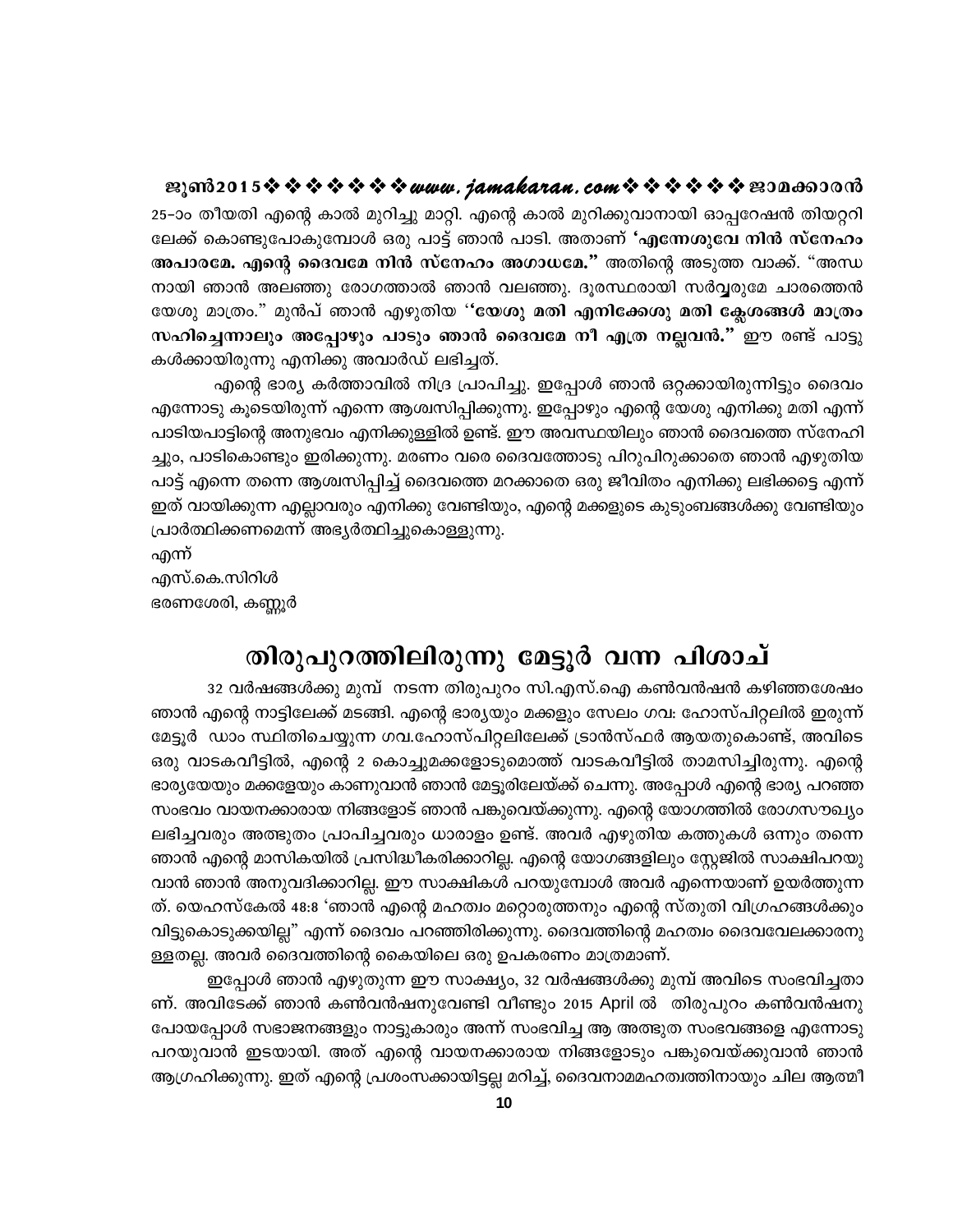25-ാം തീയതി എന്റെ കാൽ മുറിച്ചു മാറ്റി. എന്റെ കാൽ മുറിക്കുവാനായി ഓപ്പറേഷൻ തിയറ്ററിലേക്ക് കൊണ്ടുപോകുമ്പോൾ ഒരു പാട്ട് ഞാൻ പാടി. അതാണ് **'എന്നേശുവേ നിൻ സ്നേഹം അപാരമേ. എന്റെ ദൈവമേ നിൻ സ്നേഹം അഗാധമേ."** അതിന്റെ അടുത്ത വാക്ക്. "അന്ധനായി ഞാൻ അലഞ്ഞു രോഗത്താൽ ഞാൻ വലഞ്ഞു. ദൂരസ്ഥരായി സർവ്വരുമേ ചാരത്തെൻ യേശു മാത്രം." മുൻപ് ഞാൻ എഴുതിയ **''യേശു മതി എനിക്കേശു മതി ക്ലേശങ്ങൾ മാത്രം സഹിച്ചെന്നാലും അപ്പോഴും പാടും ഞാൻ ദൈവമേ നീ എത്ര നല്ലവൻ."** ഈ രണ്ട് പാട്ടുകൾക്കായിരുന്നു എനിക്കു അവാർഡ് ലഭിച്ചത്.

എന്റെ ഭാര്യ കർത്താവിൽ നിദ്ര പ്രാപിച്ചു. ഇപ്പോൾ ഞാൻ ഒറ്റക്കായിരുന്നിട്ടും ദൈവം എന്നോടു കൂടെയിരുന്ന് എന്നെ ആശ്വസിപ്പിക്കുന്നു. ഇപ്പോഴും എന്റെ യേശു എനിക്കു മതി എന്ന് പാടിയപാട്ടിന്റെ അനുഭവം എനിക്കുള്ളിൽ ഉണ്ട്. ഈ അവസ്ഥയിലും ഞാൻ ദൈവത്തെ സ്നേഹിച്ചും, പാടികൊണ്ടും ഇരിക്കുന്നു. മരണം വരെ ദൈവത്തോടു പിറുപിറുക്കാതെ ഞാൻ എഴുതിയ പാട്ട് എന്നെ തന്നെ ആശ്വസിപ്പിച്ച് ദൈവത്തെ മറക്കാതെ ഒരു ജീവിതം എനിക്കു ലഭിക്കട്ടെ എന്ന് ഇത് വായിക്കുന്ന എല്ലാവരും എനിക്കു വേണ്ടിയും, എന്റെ മക്കളുടെ കുടുംബങ്ങൾക്കു വേണ്ടിയും പ്രാർത്ഥിക്കണമെന്ന് അഭ്യർത്ഥിച്ചുകൊള്ളുന്നു.

എന്ന്
എസ്.കെ.സിറിൾ
ഭരണശേരി, കണ്ണൂർ

# തിരുപുറത്തിലിരുന്നു മേട്ടൂർ വന്ന പിശാച്

32 വർഷങ്ങൾക്കു മുമ്പ് നടന്ന തിരുപുറം സി.എസ്.ഐ കൺവൻഷൻ കഴിഞ്ഞശേഷം ഞാൻ എന്റെ നാട്ടിലേക്ക് മടങ്ങി. എന്റെ ഭാര്യയും മക്കളും സേലം ഗവ: ഹോസ്പിറ്റലിൽ ഇരുന്ന് മേട്ടൂർ ഡാം സ്ഥിതിചെയ്യുന്ന ഗവ.ഹോസ്പിറ്റലിലേക്ക് ട്രാൻസ്ഫർ ആയതുകൊണ്ട്, അവിടെ ഒരു വാടകവീട്ടിൽ, എന്റെ 2 കൊച്ചുമക്കളോടുമൊത്ത് വാടകവീട്ടിൽ താമസിച്ചിരുന്നു. എന്റെ ഭാര്യയേയും മക്കളേയും കാണുവാൻ ഞാൻ മേട്ടൂരിലേയ്ക്ക് ചെന്നു. അപ്പോൾ എന്റെ ഭാര്യ പറഞ്ഞ സംഭവം വായനക്കാരായ നിങ്ങളോട് ഞാൻ പങ്കുവെയ്ക്കുന്നു. എന്റെ യോഗത്തിൽ രോഗസൗഖ്യം ലഭിച്ചവരും അത്ഭുതം പ്രാപിച്ചവരും ധാരാളം ഉണ്ട്. അവർ എഴുതിയ കത്തുകൾ ഒന്നും തന്നെ ഞാൻ എന്റെ മാസികയിൽ പ്രസിദ്ധീകരിക്കാറില്ല. എന്റെ യോഗങ്ങളിലും സ്റ്റേജിൽ സാക്ഷിപറയുവാൻ ഞാൻ അനുവദിക്കാറില്ല. ഈ സാക്ഷികൾ പറയുമ്പോൾ അവർ എന്നെയാണ് ഉയർത്തുന്നത്. യെഹസ്കേൽ 48:8 'ഞാൻ എന്റെ മഹത്വം മറ്റൊരുത്തനും എന്റെ സ്തുതി വിഗ്രഹങ്ങൾക്കും വിട്ടുകൊടുക്കയില്ല" എന്ന് ദൈവം പറഞ്ഞിരിക്കുന്നു. ദൈവത്തിന്റെ മഹത്വം ദൈവവേലക്കാരനുള്ളതല്ല. അവർ ദൈവത്തിന്റെ കൈയിലെ ഒരു ഉപകരണം മാത്രമാണ്.

ഇപ്പോൾ ഞാൻ എഴുതുന്ന ഈ സാക്ഷ്യം, 32 വർഷങ്ങൾക്കു മുമ്പ് അവിടെ സംഭവിച്ചതാണ്. അവിടേക്ക് ഞാൻ കൺവൻഷനുവേണ്ടി വീണ്ടും 2015 April ൽ തിരുപുറം കൺവൻഷനു പോയപ്പോൾ സഭാജനങ്ങളും നാട്ടുകാരും അന്ന് സംഭവിച്ച ആ അത്ഭുത സംഭവങ്ങളെ എന്നോടു പറയുവാൻ ഇടയായി. അത് എന്റെ വായനക്കാരായ നിങ്ങളോടും പങ്കുവെയ്ക്കുവാൻ ഞാൻ ആഗ്രഹിക്കുന്നു. ഇത് എന്റെ പ്രശംസക്കായിട്ടല്ല മറിച്ച്, ദൈവനാമമഹത്വത്തിനായും ചില ആത്മീ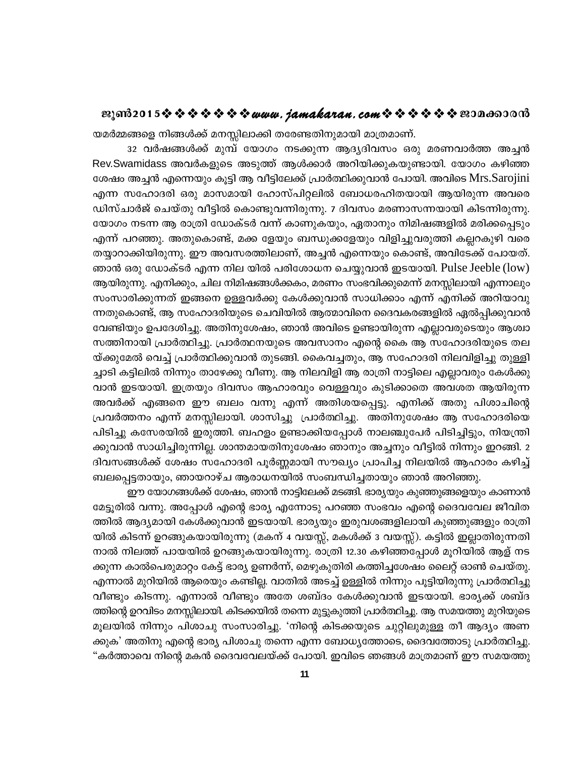യമർമ്മങ്ങളെ നിങ്ങൾക്ക് മനസ്സിലാക്കി തരേണ്ടതിനുമായി മാത്രമാണ്.

32 വർഷങ്ങൾക്ക് മുമ്പ് യോഗം നടക്കുന്ന ആദ്യദിവസം ഒരു മരണവാർത്ത അച്ചൻ Rev.Swamidass അവർകളുടെ അടുത്ത് ആൾക്കാർ അറിയിക്കുകയുണ്ടായി. യോഗം കഴിഞ്ഞ ശേഷം അച്ചൻ എന്നെയും കൂട്ടി ആ വീട്ടിലേക്ക് പ്രാർത്ഥിക്കുവാൻ പോയി. അവിടെ Mrs.Sarojini എന്ന സഹോദരി ഒരു മാസമായി ഹോസ്പിറ്റലിൽ ബോധരഹിതയായി ആയിരുന്ന അവരെ ഡിസ്ചാർജ് ചെയ്തു വീട്ടിൽ കൊണ്ടുവന്നിരുന്നു. 7 ദിവസം മരണാസന്നയായി കിടന്നിരുന്നു. യോഗം നടന്ന ആ രാത്രി ഡോക്ടർ വന്ന് കാണുകയും, ഏതാനും നിമിഷങ്ങളിൽ മരിക്കപ്പെടും എന്ന് പറഞ്ഞു. അതുകൊണ്ട്, മക്ക ളേയും ബന്ധുക്കളേയും വിളിച്ചുവരുത്തി കല്ലറകുഴി വരെ തയ്യാറാക്കിയിരുന്നു. ഈ അവസരത്തിലാണ്, അച്ചൻ എന്നെയും കൊണ്ട്, അവിടേക്ക് പോയത്. ഞാൻ ഒരു ഡോക്ടർ എന്ന നില യിൽ പരിശോധന ചെയ്യുവാൻ ഇടയായി. Pulse Jeeble (low) ആയിരുന്നു. എനിക്കും, ചില നിമിഷങ്ങൾക്കകം, മരണം സംഭവിക്കുമെന്ന് മനസ്സിലായി എന്നാലും സംസാരിക്കുന്നത് ഇങ്ങനെ ഉള്ളവർക്കു കേൾക്കുവാൻ സാധിക്കാം എന്ന് എനിക്ക് അറിയാവു ന്നതുകൊണ്ട്, ആ സഹോദരിയുടെ ചെവിയിൽ ആത്മാവിനെ ദൈവകരങ്ങളിൽ ഏൽപ്പിക്കുവാൻ വേണ്ടിയും ഉപദേശിച്ചു. അതിനുശേഷം, ഞാൻ അവിടെ ഉണ്ടായിരുന്ന എല്ലാവരുടെയും ആശ്വാ സത്തിനായി പ്രാർത്ഥിച്ചു. പ്രാർത്ഥനയുടെ അവസാനം എന്റെ കൈ ആ സഹോദരിയുടെ തല യ്ക്കുമേൽ വെച്ച് പ്രാർത്ഥിക്കുവാൻ തുടങ്ങി. കൈവച്ചതും, ആ സഹോദരി നിലവിളിച്ചു തുള്ളി ച്ചാടി കട്ടിലിൽ നിന്നും താഴേക്കു വീണു. ആ നിലവിളി ആ രാത്രി നാട്ടിലെ എല്ലാവരും കേൾക്കു വാൻ ഇടയായി. ഇത്രയും ദിവസം ആഹാരവും വെള്ളവും കുടിക്കാതെ അവശത ആയിരുന്ന അവർക്ക് എങ്ങനെ ഈ ബലം വന്നു എന്ന് അതിശയപ്പെട്ടു. എനിക്ക് അതു പിശാചിന്റെ പ്രവർത്തനം എന്ന് മനസ്സിലായി. ശാസിച്ചു പ്രാർത്ഥിച്ചു. അതിനുശേഷം ആ സഹോദരിയെ പിടിച്ചു കസേരയിൽ ഇരുത്തി. ബഹളം ഉണ്ടാക്കിയപ്പോൾ നാലഞ്ചുപേർ പിടിച്ചിട്ടും, നിയന്ത്രി ക്കുവാൻ സാധിച്ചിരുന്നില്ല. ശാന്തമായതിനുശേഷം ഞാനും അച്ചനും വീട്ടിൽ നിന്നും ഇറങ്ങി. 2 ദിവസങ്ങൾക്ക് ശേഷം സഹോദരി പൂർണ്ണമായി സൗഖ്യം പ്രാപിച്ച നിലയിൽ ആഹാരം കഴിച്ച് ബലപ്പെട്ടതായും, ഞായറാഴ്ച ആരാധനയിൽ സംബന്ധിച്ചതായും ഞാൻ അറിഞ്ഞു.

ഈ യോഗങ്ങൾക്ക് ശേഷം, ഞാൻ നാട്ടിലേക്ക് മടങ്ങി. ഭാര്യയും കുഞ്ഞുങ്ങളെയും കാണാൻ മേട്ടൂരിൽ വന്നു. അപ്പോൾ എന്റെ ഭാര്യ എന്നോടു പറഞ്ഞ സംഭവം എന്റെ ദൈവവേല ജീവിത ത്തിൽ ആദ്യമായി കേൾക്കുവാൻ ഇടയായി. ഭാര്യയും ഇരുവശങ്ങളിലായി കുഞ്ഞുങ്ങളും രാത്രി യിൽ കിടന്ന് ഉറങ്ങുകയായിരുന്നു (മകന് 4 വയസ്സ്, മകൾക്ക് 3 വയസ്സ്). കട്ടിൽ ഇല്ലാതിരുന്നതി നാൽ നിലത്ത് പായയിൽ ഉറങ്ങുകയായിരുന്നു. രാത്രി 12.30 കഴിഞ്ഞപ്പോൾ മുറിയിൽ ആള് നട ക്കുന്ന കാൽപെരുമാറ്റം കേട്ട് ഭാര്യ ഉണർന്ന്, മെഴുകുതിരി കത്തിച്ചശേഷം ലൈറ്റ് ഓൺ ചെയ്തു. എന്നാൽ മുറിയിൽ ആരെയും കണ്ടില്ല. വാതിൽ അടച്ച് ഉള്ളിൽ നിന്നും പൂട്ടിയിരുന്നു പ്രാർത്ഥിച്ചു വീണ്ടും കിടന്നു. എന്നാൽ വീണ്ടും അതേ ശബ്ദം കേൾക്കുവാൻ ഇടയായി. ഭാര്യക്ക് ശബ്ദ ത്തിന്റെ ഉറവിടം മനസ്സിലായി. കിടക്കയിൽ തന്നെ മുട്ടുകുത്തി പ്രാർത്ഥിച്ചു. ആ സമയത്തു മുറിയുടെ മൂലയിൽ നിന്നും പിശാചു സംസാരിച്ചു. 'നിന്റെ കിടക്കയുടെ ചുറ്റിലുമുള്ള തീ ആദ്യം അണ ക്കുക' അതിനു എന്റെ ഭാര്യ പിശാചു തന്നെ എന്ന ബോധ്യത്തോടെ, ദൈവത്തോടു പ്രാർത്ഥിച്ചു. "കർത്താവെ നിന്റെ മകൻ ദൈവവേലയ്ക്ക് പോയി. ഇവിടെ ഞങ്ങൾ മാത്രമാണ് ഈ സമയത്തു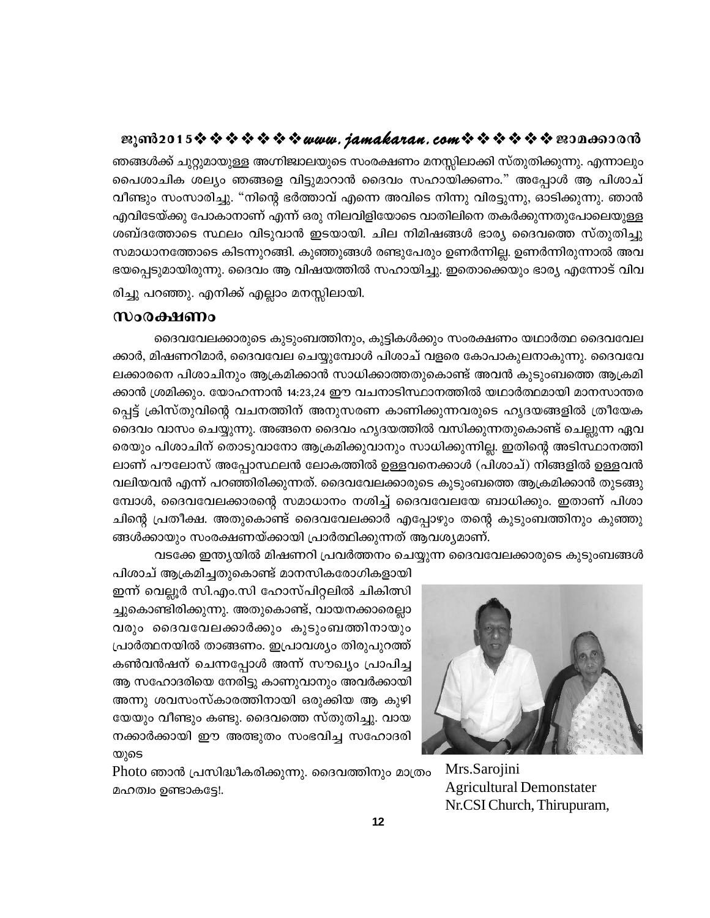ഞങ്ങൾക്ക് ചുറ്റുമായുള്ള അഗ്നിജ്വാലയുടെ സംരക്ഷണം മനസ്സിലാക്കി സ്തുതിക്കുന്നു. എന്നാലും പൈശാചിക ശല്യം ഞങ്ങളെ വിട്ടുമാറാൻ ദൈവം സഹായിക്കണം." അപ്പോൾ ആ പിശാച് വീണ്ടും സംസാരിച്ചു. "നിന്റെ ഭർത്താവ് എന്നെ അവിടെ നിന്നു വിരട്ടുന്നു, ഓടിക്കുന്നു. ഞാൻ എവിടേയ്ക്കു പോകാനാണ് എന്ന് ഒരു നിലവിളിയോടെ വാതിലിനെ തകർക്കുന്നതുപോലെയുള്ള ശബ്ദത്തോടെ സ്ഥലം വിടുവാൻ ഇടയായി. ചില നിമിഷങ്ങൾ ഭാര്യ ദൈവത്തെ സ്തുതിച്ചു സമാധാനത്തോടെ കിടന്നുറങ്ങി. കുഞ്ഞുങ്ങൾ രണ്ടുപേരും ഉണർന്നില്ല. ഉണർന്നിരുന്നാൽ അവ ഭയപ്പെടുമായിരുന്നു. ദൈവം ആ വിഷയത്തിൽ സഹായിച്ചു. ഇതൊക്കെയും ഭാര്യ എന്നോട് വിവരിച്ചു പറഞ്ഞു. എനിക്ക് എല്ലാം മനസ്സിലായി.

## സംരക്ഷണം

ദൈവവേലക്കാരുടെ കുടുംബത്തിനും, കുട്ടികൾക്കും സംരക്ഷണം യഥാർത്ഥ ദൈവവേലക്കാർ, മിഷണറിമാർ, ദൈവവേല ചെയ്യുമ്പോൾ പിശാച് വളരെ കോപാകുലനാകുന്നു. ദൈവവേലക്കാരനെ പിശാചിനും ആക്രമിക്കാൻ സാധിക്കാത്തതുകൊണ്ട് അവൻ കുടുംബത്തെ ആക്രമിക്കാൻ ശ്രമിക്കും. യോഹന്നാൻ 14:23,24 ഈ വചനാടിസ്ഥാനത്തിൽ യഥാർത്ഥമായി മാനസാന്തരപ്പെട്ട് ക്രിസ്തുവിന്റെ വചനത്തിന് അനുസരണ കാണിക്കുന്നവരുടെ ഹൃദയങ്ങളിൽ ത്രീയേക ദൈവം വാസം ചെയ്യുന്നു. അങ്ങനെ ദൈവം ഹൃദയത്തിൽ വസിക്കുന്നതുകൊണ്ട് ചെല്ലുന്ന ഏവരെയും പിശാചിന് തൊടുവാനോ ആക്രമിക്കുവാനും സാധിക്കുന്നില്ല. ഇതിന്റെ അടിസ്ഥാനത്തിലാണ് പൗലോസ് അപ്പോസ്ഥലൻ ലോകത്തിൽ ഉള്ളവനെക്കാൾ (പിശാച്) നിങ്ങളിൽ ഉള്ളവൻ വലിയവൻ എന്ന് പറഞ്ഞിരിക്കുന്നത്. ദൈവവേലക്കാരുടെ കുടുംബത്തെ ആക്രമിക്കാൻ തുടങ്ങുമ്പോൾ, ദൈവവേലക്കാരന്റെ സമാധാനം നശിച്ച് ദൈവവേലയേ ബാധിക്കും. ഇതാണ് പിശാചിന്റെ പ്രതീക്ഷ. അതുകൊണ്ട് ദൈവവേലക്കാർ എപ്പോഴും തന്റെ കുടുംബത്തിനും കുഞ്ഞുങ്ങൾക്കായും സംരക്ഷണയ്ക്കായി പ്രാർത്ഥിക്കുന്നത് ആവശ്യമാണ്.

വടക്കേ ഇന്ത്യയിൽ മിഷണറി പ്രവർത്തനം ചെയ്യുന്ന ദൈവവേലക്കാരുടെ കുടുംബങ്ങൾ പിശാച് ആക്രമിച്ചതുകൊണ്ട് മാനസികരോഗികളായി ഇന്ന് വെല്ലൂർ സി.എം.സി ഹോസ്പിറ്റലിൽ ചികിത്സിച്ചുകൊണ്ടിരിക്കുന്നു. അതുകൊണ്ട്, വായനക്കാരെല്ലാവരും ദൈവവേലക്കാർക്കും കുടുംബത്തിനായും പ്രാർത്ഥനയിൽ താങ്ങണം. ഇപ്രാവശ്യം തിരുപുറത്ത് കൺവൻഷന് ചെന്നപ്പോൾ അന്ന് സൗഖ്യം പ്രാപിച്ച ആ സഹോദരിയെ നേരിട്ടു കാണുവാനും അവർക്കായി അന്നു ശവസംസ്കാരത്തിനായി ഒരുക്കിയ ആ കുഴിയേയും വീണ്ടും കണ്ടു. ദൈവത്തെ സ്തുതിച്ചു. വായനക്കാർക്കായി ഈ അത്ഭുതം സംഭവിച്ച സഹോദരിയുടെ Photo ഞാൻ പ്രസിദ്ധീകരിക്കുന്നു. ദൈവത്തിനും മാത്രം മഹത്വം ഉണ്ടാകട്ടേ!.

Mrs.Sarojini
Agricultural Demonstater
Nr.CSI Church, Thirupuram,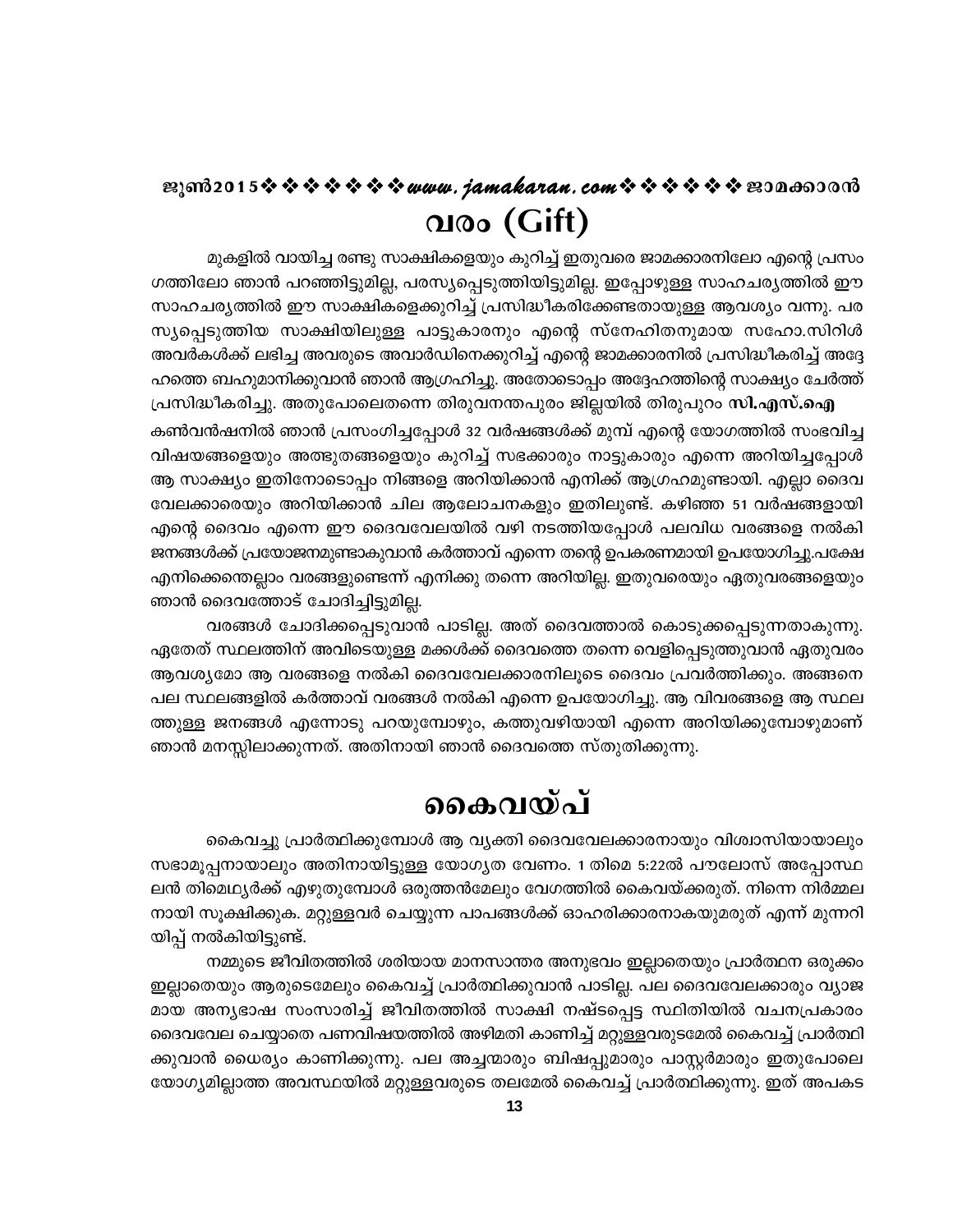# വരം (Gift)

മുകളിൽ വായിച്ച രണ്ടു സാക്ഷികളെയും കുറിച്ച് ഇതുവരെ ജാമക്കാരനിലോ എന്റെ പ്രസംഗത്തിലോ ഞാൻ പറഞ്ഞിട്ടുമില്ല, പരസ്യപ്പെടുത്തിയിട്ടുമില്ല. ഇപ്പോഴുള്ള സാഹചര്യത്തിൽ ഈ സാഹചര്യത്തിൽ ഈ സാക്ഷികളെക്കുറിച്ച് പ്രസിദ്ധീകരിക്കേണ്ടതായുള്ള ആവശ്യം വന്നു. പരസ്യപ്പെടുത്തിയ സാക്ഷിയിലുള്ള പാട്ടുകാരനും എന്റെ സ്നേഹിതനുമായ സഹോ.സിറിൾ അവർകൾക്ക് ലഭിച്ച അവരുടെ അവാർഡിനെക്കുറിച്ച് എന്റെ ജാമക്കാരനിൽ പ്രസിദ്ധീകരിച്ച് അദ്ദേഹത്തെ ബഹുമാനിക്കുവാൻ ഞാൻ ആഗ്രഹിച്ചു. അതോടൊപ്പം അദ്ദേഹത്തിന്റെ സാക്ഷ്യം ചേർത്ത് പ്രസിദ്ധീകരിച്ചു. അതുപോലെതന്നെ തിരുവനന്തപുരം ജില്ലയിൽ തിരുപുറം **സി.എസ്.ഐ** കൺവൻഷനിൽ ഞാൻ പ്രസംഗിച്ചപ്പോൾ 32 വർഷങ്ങൾക്ക് മുമ്പ് എന്റെ യോഗത്തിൽ സംഭവിച്ച വിഷയങ്ങളെയും അത്ഭുതങ്ങളെയും കുറിച്ച് സഭക്കാരും നാട്ടുകാരും എന്നെ അറിയിച്ചപ്പോൾ ആ സാക്ഷ്യം ഇതിനോടൊപ്പം നിങ്ങളെ അറിയിക്കാൻ എനിക്ക് ആഗ്രഹമുണ്ടായി. എല്ലാ ദൈവവേലക്കാരെയും അറിയിക്കാൻ ചില ആലോചനകളും ഇതിലുണ്ട്. കഴിഞ്ഞ 51 വർഷങ്ങളായി എന്റെ ദൈവം എന്നെ ഈ ദൈവവേലയിൽ വഴി നടത്തിയപ്പോൾ പലവിധ വരങ്ങളെ നൽകി ജനങ്ങൾക്ക് പ്രയോജനമുണ്ടാകുവാൻ കർത്താവ് എന്നെ തന്റെ ഉപകരണമായി ഉപയോഗിച്ചു.പക്ഷേ എനിക്കെന്തെല്ലാം വരങ്ങളുണ്ടെന്ന് എനിക്കു തന്നെ അറിയില്ല. ഇതുവരെയും ഏതുവരങ്ങളെയും ഞാൻ ദൈവത്തോട് ചോദിച്ചിട്ടുമില്ല.

വരങ്ങൾ ചോദിക്കപ്പെടുവാൻ പാടില്ല. അത് ദൈവത്താൽ കൊടുക്കപ്പെടുന്നതാകുന്നു. ഏതേത് സ്ഥലത്തിന് അവിടെയുള്ള മക്കൾക്ക് ദൈവത്തെ തന്നെ വെളിപ്പെടുത്തുവാൻ ഏതുവരം ആവശ്യമോ ആ വരങ്ങളെ നൽകി ദൈവവേലക്കാരനിലൂടെ ദൈവം പ്രവർത്തിക്കും. അങ്ങനെ പല സ്ഥലങ്ങളിൽ കർത്താവ് വരങ്ങൾ നൽകി എന്നെ ഉപയോഗിച്ചു. ആ വിവരങ്ങളെ ആ സ്ഥലത്തുള്ള ജനങ്ങൾ എന്നോടു പറയുമ്പോഴും, കത്തുവഴിയായി എന്നെ അറിയിക്കുമ്പോഴുമാണ് ഞാൻ മനസ്സിലാക്കുന്നത്. അതിനായി ഞാൻ ദൈവത്തെ സ്തുതിക്കുന്നു.

# കൈവയ്പ്

കൈവച്ചു പ്രാർത്ഥിക്കുമ്പോൾ ആ വ്യക്തി ദൈവവേലക്കാരനായും വിശ്വാസിയായാലും സഭാമൂപ്പനായാലും അതിനായിട്ടുള്ള യോഗ്യത വേണം. 1 തിമൊ 5:22ൽ പൗലോസ് അപ്പോസ്ഥലൻ തിമൊഥ്യൊർക്ക് എഴുതുമ്പോൾ ഒരുത്തൻമേലും വേഗത്തിൽ കൈവയ്ക്കരുത്. നിന്നെ നിർമ്മലനായി സൂക്ഷിക്കുക. മറ്റുള്ളവർ ചെയ്യുന്ന പാപങ്ങൾക്ക് ഓഹരിക്കാരനാകയുമരുത് എന്ന് മുന്നറിയിപ്പ് നൽകിയിട്ടുണ്ട്.

നമ്മുടെ ജീവിതത്തിൽ ശരിയായ മാനസാന്തര അനുഭവം ഇല്ലാതെയും പ്രാർത്ഥന ഒരുക്കം ഇല്ലാതെയും ആരുടെമേലും കൈവച്ച് പ്രാർത്ഥിക്കുവാൻ പാടില്ല. പല ദൈവവേലക്കാരും വ്യാജമായ അന്യഭാഷ സംസാരിച്ച് ജീവിതത്തിൽ സാക്ഷി നഷ്ടപ്പെട്ട സ്ഥിതിയിൽ വചനപ്രകാരം ദൈവവേല ചെയ്യാതെ പണവിഷയത്തിൽ അഴിമതി കാണിച്ച് മറ്റുള്ളവരുടമേൽ കൈവച്ച് പ്രാർത്ഥിക്കുവാൻ ധൈര്യം കാണിക്കുന്നു. പല അച്ചന്മാരും ബിഷപ്പുമാരും പാസ്റ്റർമാരും ഇതുപോലെ യോഗ്യമില്ലാത്ത അവസ്ഥയിൽ മറ്റുള്ളവരുടെ തലമേൽ കൈവച്ച് പ്രാർത്ഥിക്കുന്നു. ഇത് അപകട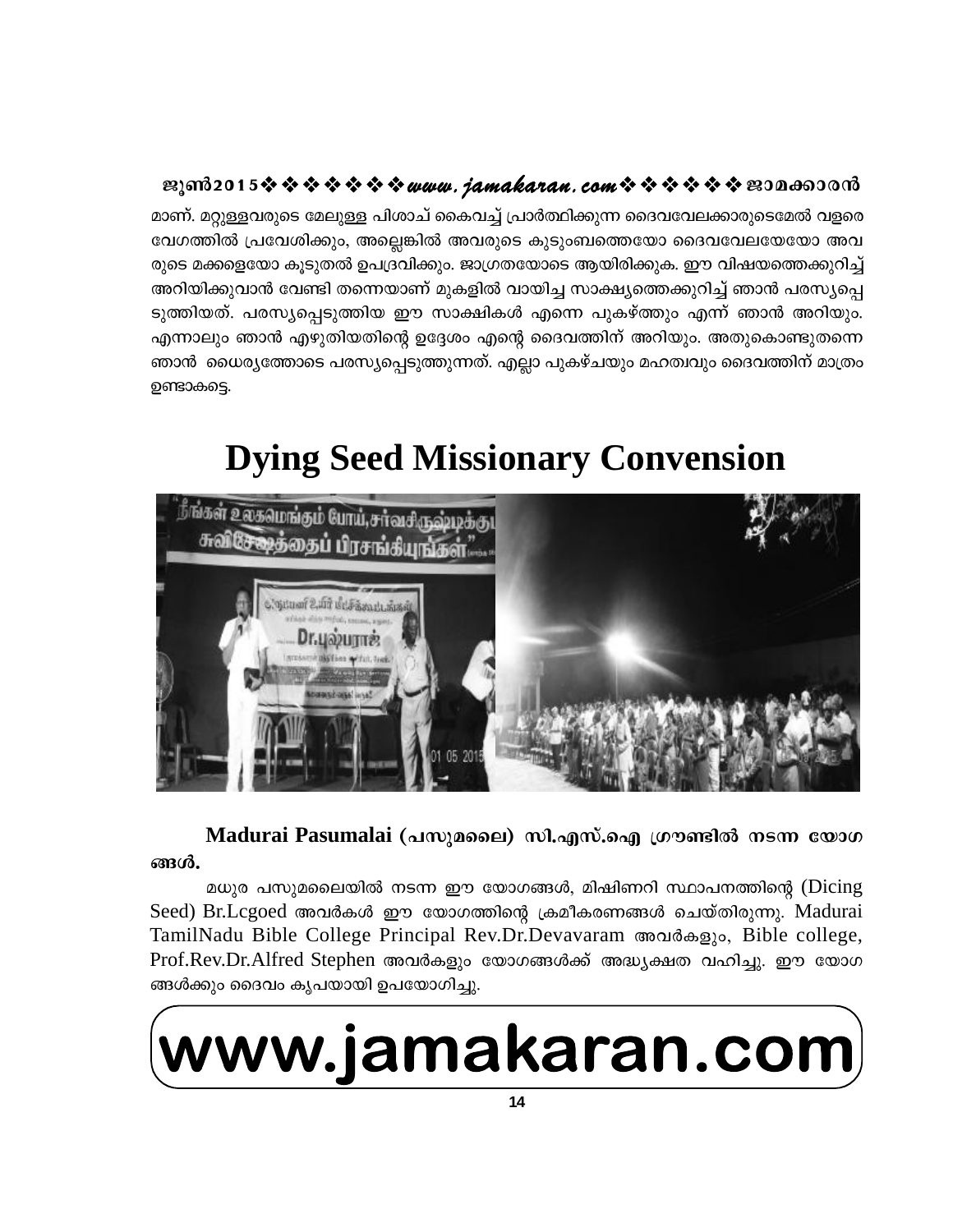മാണ്. മറ്റുള്ളവരുടെ മേലുള്ള പിശാച് കൈവച്ച് പ്രാർത്ഥിക്കുന്ന ദൈവവേലക്കാരുടെമേൽ വളരെ വേഗത്തിൽ പ്രവേശിക്കും, അല്ലെങ്കിൽ അവരുടെ കുടുംബത്തെയോ ദൈവവേലയേയോ അവരുടെ മക്കളെയോ കൂടുതൽ ഉപദ്രവിക്കും. ജാഗ്രതയോടെ ആയിരിക്കുക. ഈ വിഷയത്തെക്കുറിച്ച് അറിയിക്കുവാൻ വേണ്ടി തന്നെയാണ് മുകളിൽ വായിച്ച സാക്ഷ്യത്തെക്കുറിച്ച് ഞാൻ പരസ്യപ്പെടുത്തിയത്. പരസ്യപ്പെടുത്തിയ ഈ സാക്ഷികൾ എന്നെ പുകഴ്ത്തും എന്ന് ഞാൻ അറിയും. എന്നാലും ഞാൻ എഴുതിയതിന്റെ ഉദ്ദേശം എന്റെ ദൈവത്തിന് അറിയും. അതുകൊണ്ടുതന്നെ ഞാൻ ധൈര്യത്തോടെ പരസ്യപ്പെടുത്തുന്നത്. എല്ലാ പുകഴ്ചയും മഹത്വവും ദൈവത്തിന് മാത്രം ഉണ്ടാകട്ടെ.

# Dying Seed Missionary Convension

**Madurai Pasumalai (പസുമലൈ) സി.എസ്.ഐ ഗ്രൗണ്ടിൽ നടന്ന യോഗങ്ങൾ.**

മധുര പസുമലൈയിൽ നടന്ന ഈ യോഗങ്ങൾ, മിഷിണറി സ്ഥാപനത്തിന്റെ (Dicing Seed) Br.Lcgoed അവർകൾ ഈ യോഗത്തിന്റെ ക്രമീകരണങ്ങൾ ചെയ്തിരുന്നു. Madurai TamilNadu Bible College Principal Rev.Dr.Devavaram അവർകളും, Bible college, Prof.Rev.Dr.Alfred Stephen അവർകളും യോഗങ്ങൾക്ക് അദ്ധ്യക്ഷത വഹിച്ചു. ഈ യോഗങ്ങൾക്കും ദൈവം കൃപയായി ഉപയോഗിച്ചു.

www.jamakaran.com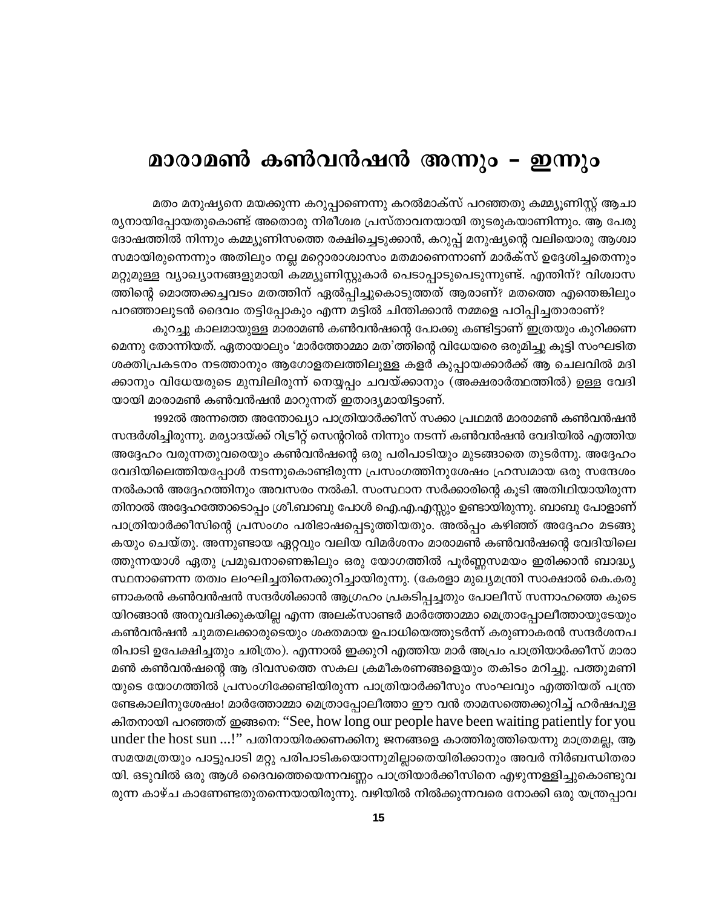# മാരാമൺ കൺവൻഷൻ അന്നും – ഇന്നും

മതം മനുഷ്യനെ മയക്കുന്ന കറുപ്പാണെന്നു കറൽമാക്സ് പറഞ്ഞതു കമ്മ്യൂണിസ്റ്റ് ആചാര്യനായിപ്പോയതുകൊണ്ട് അതൊരു നിരീശ്വര പ്രസ്താവനയായി തുടരുകയാണിന്നും. ആ പേരുദോഷത്തിൽ നിന്നും കമ്മ്യൂണിസത്തെ രക്ഷിച്ചെടുക്കാൻ, കറുപ്പ് മനുഷ്യന്റെ വലിയൊരു ആശ്വാസമായിരുന്നെന്നും അതിലും നല്ല മറ്റൊരാശ്വാസം മതമാണെന്നാണ് മാർക്സ് ഉദ്ദേശിച്ചതെന്നും മറ്റുമുള്ള വ്യാഖ്യാനങ്ങളുമായി കമ്മ്യൂണിസ്റ്റുകാർ പെടാപ്പാടുപെടുന്നുണ്ട്. എന്തിന്? വിശ്വാസത്തിന്റെ മൊത്തക്കച്ചവടം മതത്തിന് ഏൽപ്പിച്ചുകൊടുത്തത് ആരാണ്? മതത്തെ എന്തെങ്കിലും പറഞ്ഞാലുടൻ ദൈവം തട്ടിപ്പോകും എന്ന മട്ടിൽ ചിന്തിക്കാൻ നമ്മളെ പഠിപ്പിച്ചതാരാണ്?

കുറച്ചു കാലമായുള്ള മാരാമൺ കൺവൻഷന്റെ പോക്കു കണ്ടിട്ടാണ് ഇത്രയും കുറിക്കണമെന്നു തോന്നിയത്. ഏതായാലും 'മാർത്തോമ്മാ മത'ത്തിന്റെ വിധേയരെ ഒരുമിച്ചു കൂട്ടി സംഘടിത ശക്തിപ്രകടനം നടത്താനും ആഗോളതലത്തിലുള്ള കളർ കുപ്പായക്കാർക്ക് ആ ചെലവിൽ മദിക്കാനും വിധേയരുടെ മുമ്പിലിരുന്ന് നെയ്യപ്പം ചവയ്ക്കാനും (അക്ഷരാർത്ഥത്തിൽ) ഉള്ള വേദിയായി മാരാമൺ കൺവൻഷൻ മാറുന്നത് ഇതാദ്യമായിട്ടാണ്.

1992ൽ അന്നത്തെ അന്തോഖ്യാ പാത്രിയാർക്കീസ് സക്കാ പ്രഥമൻ മാരാമൺ കൺവൻഷൻ സന്ദർശിച്ചിരുന്നു. മര്യാദയ്ക്ക് റിട്രീറ്റ് സെന്ററിൽ നിന്നും നടന്ന് കൺവൻഷൻ വേദിയിൽ എത്തിയ അദ്ദേഹം വരുന്നതുവരെയും കൺവൻഷന്റെ ഒരു പരിപാടിയും മുടങ്ങാതെ തുടർന്നു. അദ്ദേഹം വേദിയിലെത്തിയപ്പോൾ നടന്നുകൊണ്ടിരുന്ന പ്രസംഗത്തിനുശേഷം ഹ്രസ്വമായ ഒരു സന്ദേശം നൽകാൻ അദ്ദേഹത്തിനും അവസരം നൽകി. സംസ്ഥാന സർക്കാരിന്റെ കൂടി അതിഥിയായിരുന്നതിനാൽ അദ്ദേഹത്തോടൊപ്പം ശ്രീ.ബാബു പോൾ ഐ.എ.എസ്സും ഉണ്ടായിരുന്നു. ബാബു പോളാണ് പാത്രിയാർക്കീസിന്റെ പ്രസംഗം പരിഭാഷപ്പെടുത്തിയതും. അൽപ്പം കഴിഞ്ഞ് അദ്ദേഹം മടങ്ങുകയും ചെയ്തു. അന്നുണ്ടായ ഏറ്റവും വലിയ വിമർശനം മാരാമൺ കൺവൻഷന്റെ വേദിയിലെത്തുന്നയാൾ ഏതു പ്രമുഖനാണെങ്കിലും ഒരു യോഗത്തിൽ പൂർണ്ണസമയം ഇരിക്കാൻ ബാദ്ധ്യസ്ഥനാണെന്ന തത്വം ലംഘിച്ചതിനെക്കുറിച്ചായിരുന്നു. (കേരളാ മുഖ്യമന്ത്രി സാക്ഷാൽ കെ.കരുണാകരൻ കൺവൻഷൻ സന്ദർശിക്കാൻ ആഗ്രഹം പ്രകടിപ്പിച്ചതും പോലീസ് സന്നാഹത്തെ കുടെയിറങ്ങാൻ അനുവദിക്കുകയില്ല എന്ന അലക്സാണ്ടർ മാർത്തോമ്മാ മെത്രാപ്പോലീത്തായുടേയും കൺവൻഷൻ ചുമതലക്കാരുടെയും ശക്തമായ ഉപാധിയെത്തുടർന്ന് കരുണാകരൻ സന്ദർശനപരിപാടി ഉപേക്ഷിച്ചതും ചരിത്രം). എന്നാൽ ഇക്കുറി എത്തിയ മാർ അപ്രേം പാത്രിയാർക്കീസ് മാരാമൺ കൺവൻഷന്റെ ആ ദിവസത്തെ സകല ക്രമീകരണങ്ങളെയും തകിടം മറിച്ചു. പത്തുമണിയുടെ യോഗത്തിൽ പ്രസംഗിക്കേണ്ടിയിരുന്ന പാത്രിയാർക്കീസും സംഘവും എത്തിയത് പന്ത്രണ്ടേകാലിനുശേഷം! മാർത്തോമ്മാ മെത്രാപ്പോലീത്താ ഈ വൻ താമസത്തെക്കുറിച്ച് ഹർഷപുളകിതനായി പറഞ്ഞത് ഇങ്ങനെ: "See, how long our people have been waiting patiently for you under the host sun ...!" പതിനായിരക്കണക്കിനു ജനങ്ങളെ കാത്തിരുത്തിയെന്നു മാത്രമല്ല, ആ സമയമത്രയും പാട്ടുപാടി മറ്റു പരിപാടികയൊന്നുമില്ലാതെയിരിക്കാനും അവർ നിർബന്ധിതരായി. ഒടുവിൽ ഒരു ആൾ ദൈവത്തെയെന്നവണ്ണം പാത്രിയാർക്കീസിനെ എഴുന്നള്ളിച്ചുകൊണ്ടുവരുന്ന കാഴ്ച കാണേണ്ടതുതന്നെയായിരുന്നു. വഴിയിൽ നിൽക്കുന്നവരെ നോക്കി ഒരു യന്ത്രപ്പാവ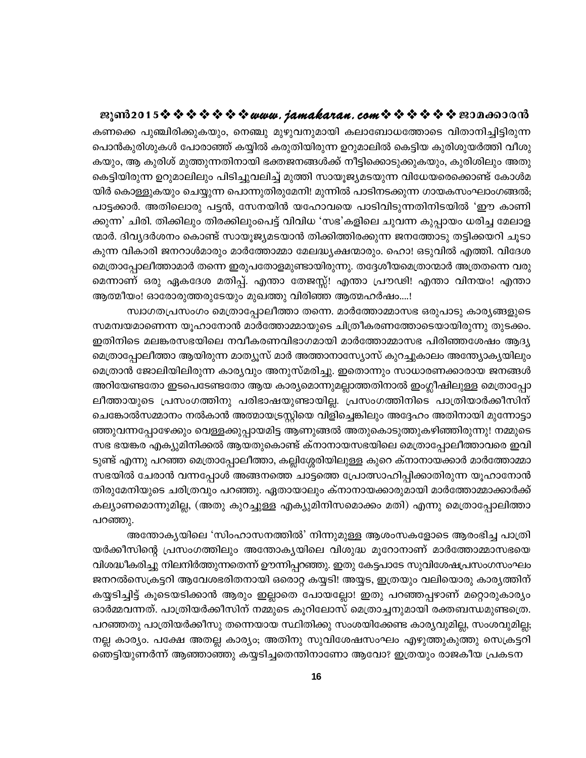കണക്കെ പുഞ്ചിരിക്കുകയും, നെഞ്ചു മുഴുവനുമായി കലാബോധത്തോടെ വിതാനിച്ചിട്ടിരുന്ന പൊൻകുരിശുകൾ പോരാഞ്ഞ് കയ്യിൽ കരുതിയിരുന്ന ഉറുമാലിൽ കെട്ടിയ കുരിശുയർത്തി വീശുകയും, ആ കുരിശ് മുത്തുന്നതിനായി ഭക്തജനങ്ങൾക്ക് നീട്ടിക്കൊടുക്കുകയും, കുരിശിലും അതു കെട്ടിയിരുന്ന ഉറുമാലിലും പിടിച്ചുവലിച്ച് മുത്തി സായൂജ്യമടയുന്ന വിധേയരെക്കൊണ്ട് കോൾമയിർ കൊള്ളുകയും ചെയ്യുന്ന പൊന്നുതിരുമേനി! മുന്നിൽ പാടിനടക്കുന്ന ഗായകസംഘാംഗങ്ങൾ; പാട്ടക്കാർ. അതിലൊരു പട്ടൻ, സേനയിൻ യഹോവയെ പാടിവിടുന്നതിനിടയിൽ 'ഈ കാണിക്കുന്ന' ചിരി. തിക്കിലും തിരക്കിലുംപെട്ട് വിവിധ 'സഭ'കളിലെ ചുവന്ന കുപ്പായം ധരിച്ച മേലാളന്മാർ. ദിവ്യദർശനം കൊണ്ട് സായൂജ്യമടയാൻ തിക്കിത്തിരക്കുന്ന ജനത്തോടു തട്ടിക്കയറി ചൂടാകുന്ന വികാരി ജനറാൾമാരും മാർത്തോമ്മാ മേലദ്ധ്യക്ഷന്മാരും. ഹൊ! ഒടുവിൽ എത്തി. വിദേശ മെത്രാപ്പോലീത്താമാർ തന്നെ ഇരുപതോളമുണ്ടായിരുന്നു. തദ്ദേശീയമെത്രാന്മാർ അത്രതന്നെ വരുമെന്നാണ് ഒരു ഏകദേശ മതിപ്പ്. എന്താ തേജസ്സ്! എന്താ പ്രൗഢി! എന്താ വിനയം! എന്താ ആത്മീയം! ഓരോരുത്തരുടേയും മുഖത്തു വിരിഞ്ഞ ആത്മഹർഷം....!

സ്വാഗതപ്രസംഗം മെത്രാപ്പോലീത്താ തന്നെ. മാർത്തോമ്മാസഭ ഒരുപാടു കാര്യങ്ങളുടെ സമന്വയമാണെന്ന യൂഹാനോൻ മാർത്തോമ്മായുടെ ചിത്രീകരണത്തോടെയായിരുന്നു തുടക്കം. ഇതിനിടെ മലങ്കരസഭയിലെ നവീകരണവിഭാഗമായി മാർത്തോമ്മാസഭ പിരിഞ്ഞശേഷം ആദ്യ മെത്രാപ്പോലീത്താ ആയിരുന്ന മാത്യൂസ് മാർ അത്താനാസ്യോസ് കുറച്ചുകാലം അന്ത്യോക്യയിലും മെത്രാൻ ജോലിയിലിരുന്ന കാര്യവും അനുസ്മരിച്ചു. ഇതൊന്നും സാധാരണക്കാരായ ജനങ്ങൾ അറിയേണ്ടതോ ഇടപെടേണ്ടതോ ആയ കാര്യമൊന്നുമല്ലാത്തതിനാൽ ഇംഗ്ലീഷിലുള്ള മെത്രാപ്പോലീത്തായുടെ പ്രസംഗത്തിനു പരിഭാഷയുണ്ടായില്ല. പ്രസംഗത്തിനിടെ പാത്രിയാർക്കീസിന് ചെങ്കോൽസമ്മാനം നൽകാൻ അത്മായട്രസ്റ്റിയെ വിളിച്ചെങ്കിലും അദ്ദേഹം അതിനായി മുന്നോട്ടാഞ്ഞുവന്നപ്പോഴേക്കും വെള്ളക്കുപ്പായമിട്ട ആണുങ്ങൾ അതുകൊടുത്തുകഴിഞ്ഞിരുന്നു! നമ്മുടെ സഭ ഭയങ്കര എക്യുമിനിക്കൽ ആയതുകൊണ്ട് ക്നാനായസഭയിലെ മെത്രാപ്പോലീത്താവരെ ഇവിടുണ്ട് എന്നു പറഞ്ഞ മെത്രാപ്പോലീത്താ, കല്ലിശ്ശേരിയിലുള്ള കുറെ ക്നാനായക്കാർ മാർത്തോമ്മാ സഭയിൽ ചേരാൻ വന്നപ്പോൾ അങ്ങനത്തെ ചാട്ടത്തെ പ്രോത്സാഹിപ്പിക്കാതിരുന്ന യൂഹാനോൻ തിരുമേനിയുടെ ചരിത്രവും പറഞ്ഞു. ഏതായാലും ക്നാനായക്കാരുമായി മാർത്തോമ്മാക്കാർക്ക് കല്യാണമൊന്നുമില്ല, (അതു കുറച്ചുള്ള എക്യുമിനിസമൊക്കം മതി) എന്നു മെത്രാപ്പോലിത്താ പറഞ്ഞു.

അന്തോക്യയിലെ 'സിംഹാസനത്തിൽ' നിന്നുമുള്ള ആശംസകളോടെ ആരംഭിച്ച പാത്രിയർക്കീസിന്റെ പ്രസംഗത്തിലും അന്തോക്യയിലെ വിശുദ്ധ മൂറോനാണ് മാർത്തോമ്മാസഭയെ വിശദ്ധീകരിച്ചു നിലനിർത്തുന്നതെന്ന് ഊന്നിപ്പറഞ്ഞു. ഇതു കേട്ടപാടേ സുവിശേഷപ്രസംഗസംഘം ജനറൽസെക്രട്ടറി ആവേശഭരിതനായി ഒരൊറ്റ കയ്യടി! അയ്യട, ഇത്രയും വലിയൊരു കാര്യത്തിന് കയ്യടിച്ചിട്ട് കൂടെയടിക്കാൻ ആരും ഇല്ലാതെ പോയല്ലോ! ഇതു പറഞ്ഞപ്പഴാണ് മറ്റൊരുകാര്യം ഓർമ്മവന്നത്. പാത്രിയർക്കീസിന് നമ്മുടെ കൂറിലോസ് മെത്രാച്ചനുമായി രക്തബന്ധമുണ്ടത്രെ. പറഞ്ഞതു പാത്രിയർക്കീസു തന്നെയായ സ്ഥിതിക്കു സംശയിക്കേണ്ട കാര്യവുമില്ല, സംശവുമില്ല; നല്ല കാര്യം. പക്ഷേ അതല്ല കാര്യം; അതിനു സുവിശേഷസംഘം എഴുത്തുകുത്തു സെക്രട്ടറി ഞെട്ടിയുണർന്ന് ആഞ്ഞാഞ്ഞു കയ്യടിച്ചതെന്തിനാണോ ആവോ? ഇത്രയും രാജകീയ പ്രകടന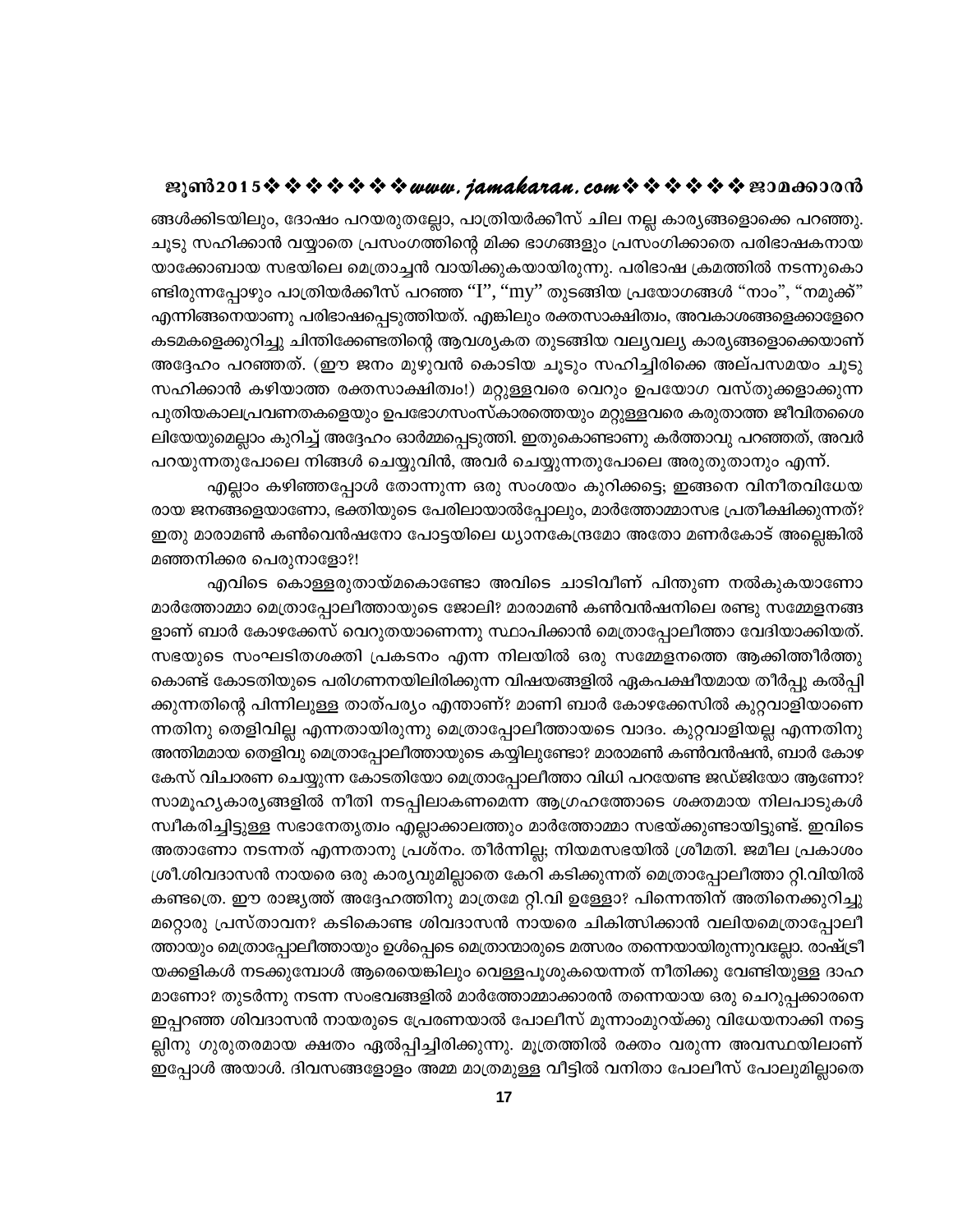ങ്ങൾക്കിടയിലും, ദോഷം പറയരുതല്ലോ, പാത്രിയർക്കീസ് ചില നല്ല കാര്യങ്ങളൊക്കെ പറഞ്ഞു. ചൂടു സഹിക്കാൻ വയ്യാതെ പ്രസംഗത്തിന്റെ മിക്ക ഭാഗങ്ങളും പ്രസംഗിക്കാതെ പരിഭാഷകനായ യാക്കോബായ സഭയിലെ മെത്രാച്ചൻ വായിക്കുകയായിരുന്നു. പരിഭാഷ ക്രമത്തിൽ നടന്നുകൊണ്ടിരുന്നപ്പോഴും പാത്രിയർക്കീസ് പറഞ്ഞ "I", "my" തുടങ്ങിയ പ്രയോഗങ്ങൾ "നാം", "നമുക്ക്" എന്നിങ്ങനെയാണു പരിഭാഷപ്പെടുത്തിയത്. എങ്കിലും രക്തസാക്ഷിത്വം, അവകാശങ്ങളെക്കാളേറെ കടമകളെക്കുറിച്ചു ചിന്തിക്കേണ്ടതിന്റെ ആവശ്യകത തുടങ്ങിയ വല്യവല്യ കാര്യങ്ങളൊക്കെയാണ് അദ്ദേഹം പറഞ്ഞത്. (ഈ ജനം മുഴുവൻ കൊടിയ ചൂടും സഹിച്ചിരിക്കെ അല്പസമയം ചൂടു സഹിക്കാൻ കഴിയാത്ത രക്തസാക്ഷിത്വം!) മറ്റുള്ളവരെ വെറും ഉപയോഗ വസ്തുക്കളാക്കുന്ന പുതിയകാലപ്രവണതകളെയും ഉപഭോഗസംസ്കാരത്തെയും മറ്റുള്ളവരെ കരുതാത്ത ജീവിതശൈലിയേയുമെല്ലാം കുറിച്ച് അദ്ദേഹം ഓർമ്മപ്പെടുത്തി. ഇതുകൊണ്ടാണു കർത്താവു പറഞ്ഞത്, അവർ പറയുന്നതുപോലെ നിങ്ങൾ ചെയ്യുവിൻ, അവർ ചെയ്യുന്നതുപോലെ അരുതുതാനും എന്ന്.

എല്ലാം കഴിഞ്ഞപ്പോൾ തോന്നുന്ന ഒരു സംശയം കുറിക്കട്ടെ; ഇങ്ങനെ വിനീതവിധേയരായ ജനങ്ങളെയാണോ, ഭക്തിയുടെ പേരിലായാൽപ്പോലും, മാർത്തോമ്മാസഭ പ്രതീക്ഷിക്കുന്നത്? ഇതു മാരാമൺ കൺവെൻഷനോ പോട്ടയിലെ ധ്യാനകേന്ദ്രമോ അതോ മണർകോട് അല്ലെങ്കിൽ മഞ്ഞനിക്കര പെരുനാളോ?!

എവിടെ കൊള്ളരുതായ്മകൊണ്ടോ അവിടെ ചാടിവീണ് പിന്തുണ നൽകുകയാണോ മാർത്തോമ്മാ മെത്രാപ്പോലീത്തായുടെ ജോലി? മാരാമൺ കൺവൻഷനിലെ രണ്ടു സമ്മേളനങ്ങളാണ് ബാർ കോഴക്കേസ് വെറുതയാണെന്നു സ്ഥാപിക്കാൻ മെത്രാപ്പോലീത്താ വേദിയാക്കിയത്. സഭയുടെ സംഘടിതശക്തി പ്രകടനം എന്ന നിലയിൽ ഒരു സമ്മേളനത്തെ ആക്കിത്തീർത്തുകൊണ്ട് കോടതിയുടെ പരിഗണനയിലിരിക്കുന്ന വിഷയങ്ങളിൽ ഏകപക്ഷീയമായ തീർപ്പു കൽപ്പിക്കുന്നതിന്റെ പിന്നിലുള്ള താത്പര്യം എന്താണ്? മാണി ബാർ കോഴക്കേസിൽ കുറ്റവാളിയാണെന്നതിനു തെളിവില്ല എന്നതായിരുന്നു മെത്രാപ്പോലീത്തായടെ വാദം. കുറ്റവാളിയല്ല എന്നതിനു അന്തിമമായ തെളിവു മെത്രാപ്പോലീത്തായുടെ കയ്യിലുണ്ടോ? മാരാമൺ കൺവൻഷൻ, ബാർ കോഴ കേസ് വിചാരണ ചെയ്യുന്ന കോടതിയോ മെത്രാപ്പോലീത്താ വിധി പറയേണ്ട ജഡ്ജിയോ ആണോ? സാമൂഹ്യകാര്യങ്ങളിൽ നീതി നടപ്പിലാകണമെന്ന ആഗ്രഹത്തോടെ ശക്തമായ നിലപാടുകൾ സ്വീകരിച്ചിട്ടുള്ള സഭാനേതൃത്വം എല്ലാക്കാലത്തും മാർത്തോമ്മാ സഭയ്ക്കുണ്ടായിട്ടുണ്ട്. ഇവിടെ അതാണോ നടന്നത് എന്നതാനു പ്രശ്നം. തീർന്നില്ല; നിയമസഭയിൽ ശ്രീമതി. ജമീല പ്രകാശം ശ്രീ.ശിവദാസൻ നായരെ ഒരു കാര്യവുമില്ലാതെ കേറി കടിക്കുന്നത് മെത്രാപ്പോലീത്താ റ്റി.വിയിൽ കണ്ടത്രെ. ഈ രാജ്യത്ത് അദ്ദേഹത്തിനു മാത്രമേ റ്റി.വി ഉള്ളോ? പിന്നെന്തിന് അതിനെക്കുറിച്ചു മറ്റൊരു പ്രസ്താവന? കടികൊണ്ട ശിവദാസൻ നായരെ ചികിത്സിക്കാൻ വലിയമെത്രാപ്പോലീത്തായും മെത്രാപ്പോലീത്തായും ഉൾപ്പെടെ മെത്രാന്മാരുടെ മത്സരം തന്നെയായിരുന്നുവല്ലോ. രാഷ്ട്രീയക്കളികൾ നടക്കുമ്പോൾ ആരെയെങ്കിലും വെള്ളപൂശുകയെന്നത് നീതിക്കു വേണ്ടിയുള്ള ദാഹമാണോ? തുടർന്നു നടന്ന സംഭവങ്ങളിൽ മാർത്തോമ്മാക്കാരൻ തന്നെയായ ഒരു ചെറുപ്പക്കാരനെ ഇപ്പറഞ്ഞ ശിവദാസൻ നായരുടെ പ്രേരണയാൽ പോലീസ് മൂന്നാംമുറയ്ക്കു വിധേയനാക്കി നട്ടെല്ലിനു ഗുരുതരമായ ക്ഷതം ഏൽപ്പിച്ചിരിക്കുന്നു. മൂത്രത്തിൽ രക്തം വരുന്ന അവസ്ഥയിലാണ് ഇപ്പോൾ അയാൾ. ദിവസങ്ങളോളം അമ്മ മാത്രമുള്ള വീട്ടിൽ വനിതാ പോലീസ് പോലുമില്ലാതെ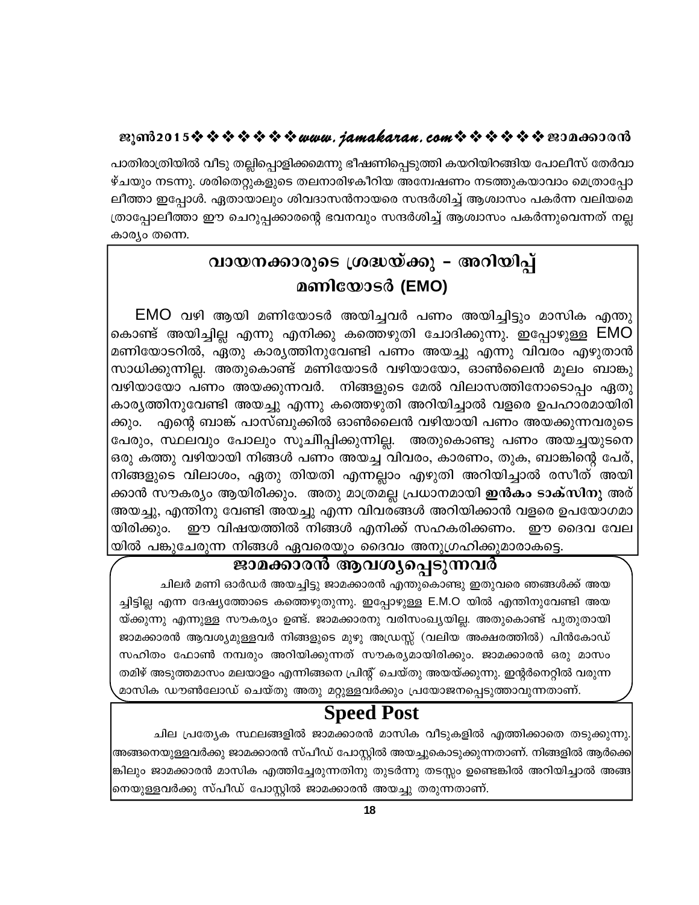പാതിരാത്രിയിൽ വീടു തല്ലിപ്പൊളിക്കമെന്നു ഭീഷണിപ്പെടുത്തി കയറിയിറങ്ങിയ പോലീസ് തേർവാഴ്ചയും നടന്നു. ശരിതെറ്റുകളുടെ തലനാരിഴകീറിയ അന്വേഷണം നടത്തുകയാവാം മെത്രാപ്പോലീത്താ ഇപ്പോൾ. ഏതായാലും ശിവദാസൻനായരെ സന്ദർശിച്ച് ആശ്വാസം പകർന്ന വലിയമെത്രാപ്പോലീത്താ ഈ ചെറുപ്പക്കാരന്റെ ഭവനവും സന്ദർശിച്ച് ആശ്വാസം പകർന്നുവെന്നത് നല്ല കാര്യം തന്നെ.

## വായനക്കാരുടെ ശ്രദ്ധയ്ക്കു - അറിയിപ്പ്

### മണിയോടർ (EMO)

EMO വഴി ആയി മണിയോടർ അയിച്ചവർ പണം അയിച്ചിട്ടും മാസിക എന്തുകൊണ്ട് അയിച്ചില്ല എന്നു എനിക്കു കത്തെഴുതി ചോദിക്കുന്നു. ഇപ്പോഴുള്ള EMO മണിയോടറിൽ, ഏതു കാര്യത്തിനുവേണ്ടി പണം അയച്ചു എന്നു വിവരം എഴുതാൻ സാധിക്കുന്നില്ല. അതുകൊണ്ട് മണിയോടർ വഴിയായോ, ഓൺലൈൻ മൂലം ബാങ്കു വഴിയായോ പണം അയക്കുന്നവർ. നിങ്ങളുടെ മേൽ വിലാസത്തിനോടൊപ്പം ഏതു കാര്യത്തിനുവേണ്ടി അയച്ചു എന്നു കത്തെഴുതി അറിയിച്ചാൽ വളരെ ഉപഹാരമായിരിക്കും. എന്റെ ബാങ്ക് പാസ്ബുക്കിൽ ഓൺലൈൻ വഴിയായി പണം അയക്കുന്നവരുടെ പേരും, സ്ഥലവും പോലും സൂചിപ്പിക്കുന്നില്ല. അതുകൊണ്ടു പണം അയച്ചയുടനെ ഒരു കത്തു വഴിയായി നിങ്ങൾ പണം അയച്ച വിവരം, കാരണം, തുക, ബാങ്കിന്റെ പേര്, നിങ്ങളുടെ വിലാശം, ഏതു തിയതി എന്നല്ലാം എഴുതി അറിയിച്ചാൽ രസീത് അയിക്കാൻ സൗകര്യം ആയിരിക്കും. അതു മാത്രമല്ല പ്രധാനമായി **ഇൻകം ടാക്സിനു** അര് അയച്ചു, എന്തിനു വേണ്ടി അയച്ചു എന്ന വിവരങ്ങൾ അറിയിക്കാൻ വളരെ ഉപയോഗമായിരിക്കും. ഈ വിഷയത്തിൽ നിങ്ങൾ എനിക്ക് സഹകരിക്കണം. ഈ ദൈവ വേലയിൽ പങ്കുചേരുന്ന നിങ്ങൾ ഏവരെയും ദൈവം അനുഗ്രഹിക്കുമാരാകട്ടെ.

## ജാമക്കാരൻ ആവശ്യപ്പെടുന്നവർ

ചിലർ മണി ഓർഡർ അയച്ചിട്ടു ജാമക്കാരൻ എന്തുകൊണ്ടു ഇതുവരെ ഞങ്ങൾക്ക് അയച്ചിട്ടില്ല എന്ന ദേഷ്യത്തോടെ കത്തെഴുതുന്നു. ഇപ്പോഴുള്ള E.M.O യിൽ എന്തിനുവേണ്ടി അയയ്ക്കുന്നു എന്നുള്ള സൗകര്യം ഉണ്ട്. ജാമക്കാരനു വരിസംഖ്യയില്ല. അതുകൊണ്ട് പുതുതായി ജാമക്കാരൻ ആവശ്യമുള്ളവർ നിങ്ങളുടെ മുഴു അഡ്രസ്സ് (വലിയ അക്ഷരത്തിൽ) പിൻകോഡ് സഹിതം ഫോൺ നമ്പരും അറിയിക്കുന്നത് സൗകര്യമായിരിക്കും. ജാമക്കാരൻ ഒരു മാസം തമിഴ് അടുത്തമാസം മലയാളം എന്നിങ്ങനെ പ്രിന്റ് ചെയ്തു അയയ്ക്കുന്നു. ഇന്റർനെറ്റിൽ വരുന്ന മാസിക ഡൗൺലോഡ് ചെയ്തു അതു മറ്റുള്ളവർക്കും പ്രയോജനപ്പെടുത്താവുന്നതാണ്.

## Speed Post

ചില പ്രത്യേക സ്ഥലങ്ങളിൽ ജാമക്കാരൻ മാസിക വീടുകളിൽ എത്തിക്കാതെ തടുക്കുന്നു. അങ്ങനെയുള്ളവർക്കു ജാമക്കാരൻ സ്പീഡ് പോസ്റ്റിൽ അയച്ചുകൊടുക്കുന്നതാണ്. നിങ്ങളിൽ ആർക്കെങ്കിലും ജാമക്കാരൻ മാസിക എത്തിച്ചേരുന്നതിനു തുടർന്നു തടസ്സം ഉണ്ടെങ്കിൽ അറിയിച്ചാൽ അങ്ങനെയുള്ളവർക്കു സ്പീഡ് പോസ്റ്റിൽ ജാമക്കാരൻ അയച്ചു തരുന്നതാണ്.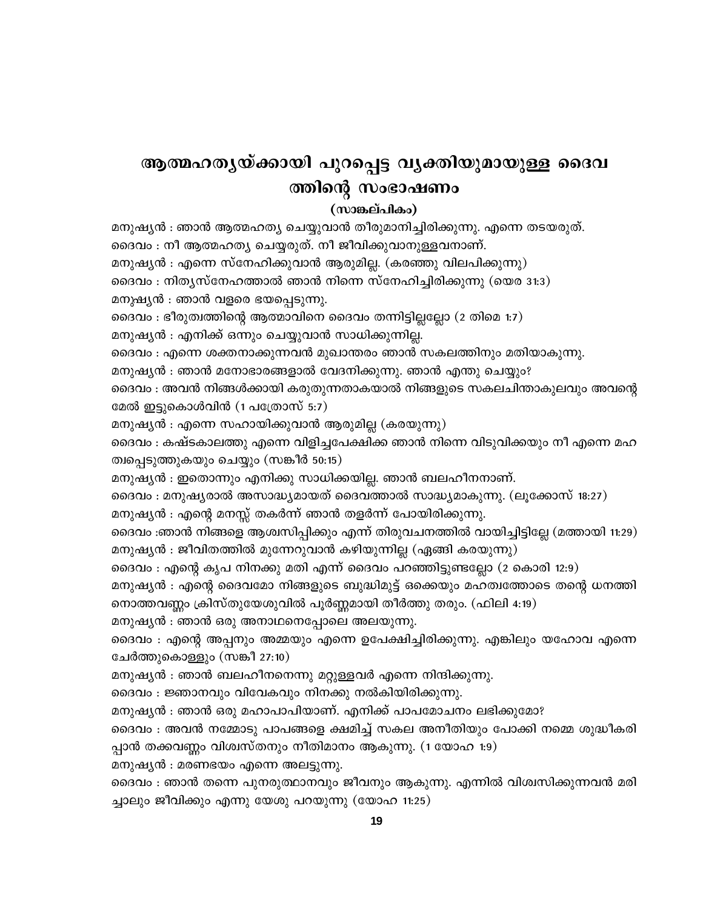# ആത്മഹത്യയ്ക്കായി പുറപ്പെട്ട വ്യക്തിയുമായുള്ള ദൈവത്തിന്റെ സംഭാഷണം

**(സാങ്കല്പികം)**

മനുഷ്യൻ : ഞാൻ ആത്മഹത്യ ചെയ്യുവാൻ തീരുമാനിച്ചിരിക്കുന്നു. എന്നെ തടയരുത്.
ദൈവം : നീ ആത്മഹത്യ ചെയ്യരുത്. നീ ജീവിക്കുവാനുള്ളവനാണ്.
മനുഷ്യൻ : എന്നെ സ്നേഹിക്കുവാൻ ആരുമില്ല. (കരഞ്ഞു വിലപിക്കുന്നു)
ദൈവം : നിത്യസ്നേഹത്താൽ ഞാൻ നിന്നെ സ്നേഹിച്ചിരിക്കുന്നു (യെര 31:3)
മനുഷ്യൻ : ഞാൻ വളരെ ഭയപ്പെടുന്നു.
ദൈവം : ഭീരുത്വത്തിന്റെ ആത്മാവിനെ ദൈവം തന്നിട്ടില്ലല്ലോ (2 തിമെ 1:7)
മനുഷ്യൻ : എനിക്ക് ഒന്നും ചെയ്യുവാൻ സാധിക്കുന്നില്ല.
ദൈവം : എന്നെ ശക്തനാക്കുന്നവൻ മുഖാന്തരം ഞാൻ സകലത്തിനും മതിയാകുന്നു.
മനുഷ്യൻ : ഞാൻ മനോഭാരങ്ങളാൽ വേദനിക്കുന്നു. ഞാൻ എന്തു ചെയ്യും?
ദൈവം : അവൻ നിങ്ങൾക്കായി കരുതുന്നതാകയാൽ നിങ്ങളുടെ സകലചിന്താകുലവും അവന്റെ മേൽ ഇട്ടുകൊൾവിൻ (1 പത്രോസ് 5:7)
മനുഷ്യൻ : എന്നെ സഹായിക്കുവാൻ ആരുമില്ല (കരയുന്നു)
ദൈവം : കഷ്ടകാലത്തു എന്നെ വിളിച്ചപേക്ഷിക്ക ഞാൻ നിന്നെ വിടുവിക്കയും നീ എന്നെ മഹത്വപ്പെടുത്തുകയും ചെയ്യും (സങ്കീർ 50:15)
മനുഷ്യൻ : ഇതൊന്നും എനിക്കു സാധിക്കയില്ല. ഞാൻ ബലഹീനനാണ്.
ദൈവം : മനുഷ്യരാൽ അസാദ്ധ്യമായത് ദൈവത്താൽ സാദ്ധ്യമാകുന്നു. (ലൂക്കോസ് 18:27)
മനുഷ്യൻ : എന്റെ മനസ്സ് തകർന്ന് ഞാൻ തളർന്ന് പോയിരിക്കുന്നു.
ദൈവം :ഞാൻ നിങ്ങളെ ആശ്വസിപ്പിക്കും എന്ന് തിരുവചനത്തിൽ വായിച്ചിട്ടില്ലേ (മത്തായി 11:29)
മനുഷ്യൻ : ജീവിതത്തിൽ മുന്നേറുവാൻ കഴിയുന്നില്ല (ഏങ്ങി കരയുന്നു)
ദൈവം : എന്റെ കൃപ നിനക്കു മതി എന്ന് ദൈവം പറഞ്ഞിട്ടുണ്ടല്ലോ (2 കൊരി 12:9)
മനുഷ്യൻ : എന്റെ ദൈവമോ നിങ്ങളുടെ ബുദ്ധിമുട്ട് ഒക്കെയും മഹത്വത്തോടെ തന്റെ ധനത്തിനൊത്തവണ്ണം ക്രിസ്തുയേശുവിൽ പൂർണ്ണമായി തീർത്തു തരും. (ഫിലി 4:19)
മനുഷ്യൻ : ഞാൻ ഒരു അനാഥനെപ്പോലെ അലയുന്നു.
ദൈവം : എന്റെ അപ്പനും അമ്മയും എന്നെ ഉപേക്ഷിച്ചിരിക്കുന്നു. എങ്കിലും യഹോവ എന്നെ ചേർത്തുകൊള്ളും (സങ്കീ 27:10)
മനുഷ്യൻ : ഞാൻ ബലഹീനനെന്നു മറ്റുള്ളവർ എന്നെ നിന്ദിക്കുന്നു.
ദൈവം : ജ്ഞാനവും വിവേകവും നിനക്കു നൽകിയിരിക്കുന്നു.
മനുഷ്യൻ : ഞാൻ ഒരു മഹാപാപിയാണ്. എനിക്ക് പാപമോചനം ലഭിക്കുമോ?
ദൈവം : അവൻ നമ്മോടു പാപങ്ങളെ ക്ഷമിച്ച് സകല അനീതിയും പോക്കി നമ്മെ ശുദ്ധീകരിപ്പാൻ തക്കവണ്ണം വിശ്വസ്തനും നീതിമാനം ആകുന്നു. (1 യോഹ 1:9)
മനുഷ്യൻ : മരണഭയം എന്നെ അലട്ടുന്നു.
ദൈവം : ഞാൻ തന്നെ പുനരുത്ഥാനവും ജീവനും ആകുന്നു. എന്നിൽ വിശ്വസിക്കുന്നവൻ മരിച്ചാലും ജീവിക്കും എന്നു യേശു പറയുന്നു (യോഹ 11:25)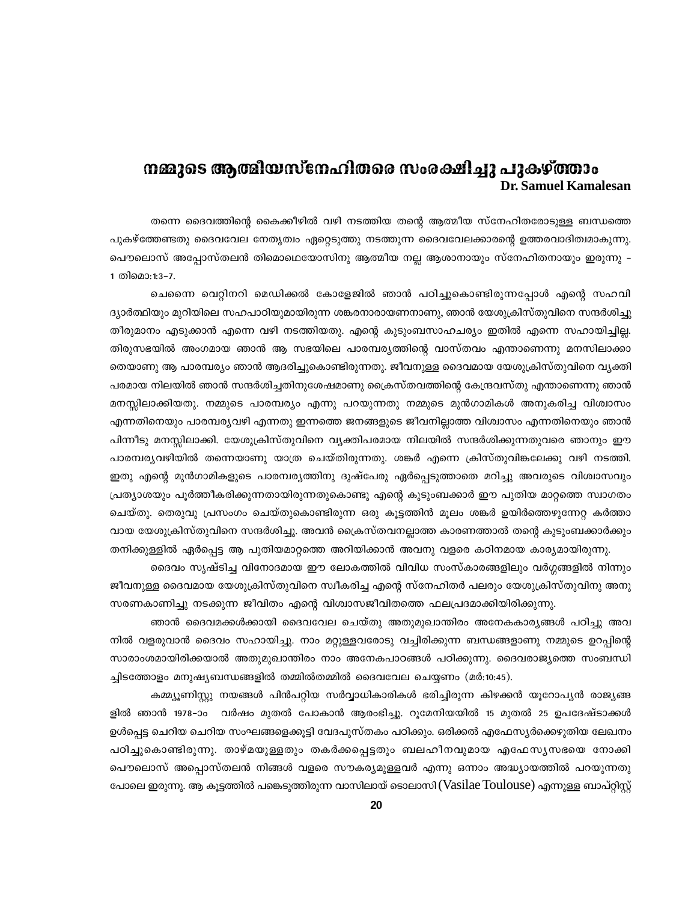# നമ്മുടെ ആത്മീയസ്നേഹിതരെ സംരക്ഷിച്ചു പുകഴ്ത്താം

**Dr. Samuel Kamalesan**

തന്നെ ദൈവത്തിന്റെ കൈക്കീഴിൽ വഴി നടത്തിയ തന്റെ ആത്മീയ സ്നേഹിതരോടുള്ള ബന്ധത്തെ പുകഴ്ത്തേണ്ടതു ദൈവവേല നേതൃത്വം ഏറ്റെടുത്തു നടത്തുന്ന ദൈവവേലക്കാരന്റെ ഉത്തരവാദിത്വമാകുന്നു. പൌലൊസ് അപ്പോസ്തലൻ തിമൊഥെയോസിനു ആത്മീയ നല്ല ആശാനായും സ്നേഹിതനായും ഇരുന്നു - 1 തിമൊ:1:3-7.

ചെന്നൈ വെറ്റിനറി മെഡിക്കൽ കോളേജിൽ ഞാൻ പഠിച്ചുകൊണ്ടിരുന്നപ്പോൾ എന്റെ സഹവിദ്യാർത്ഥിയും മുറിയിലെ സഹപാഠിയുമായിരുന്ന ശങ്കരനാരായണനാണു, ഞാൻ യേശുക്രിസ്തുവിനെ സന്ദർശിച്ചു തീരുമാനം എടുക്കാൻ എന്നെ വഴി നടത്തിയതു. എന്റെ കുടുംബസാഹചര്യം ഇതിൽ എന്നെ സഹായിച്ചില്ല. തിരുസഭയിൽ അംഗമായ ഞാൻ ആ സഭയിലെ പാരമ്പര്യത്തിന്റെ വാസ്തവം എന്താണെന്നു മനസിലാക്കാതെയാണു ആ പാരമ്പര്യം ഞാൻ ആദരിച്ചുകൊണ്ടിരുന്നതു. ജീവനുള്ള ദൈവമായ യേശുക്രിസ്തുവിനെ വ്യക്തിപരമായ നിലയിൽ ഞാൻ സന്ദർശിച്ചതിനുശേഷമാണു ക്രൈസ്തവത്തിന്റെ കേന്ദ്രവസ്തു എന്താണെന്നു ഞാൻ മനസ്സിലാക്കിയതു. നമ്മുടെ പാരമ്പര്യം എന്നു പറയുന്നതു നമ്മുടെ മുൻഗാമികൾ അനുകരിച്ച വിശ്വാസം എന്നതിനെയും പാരമ്പര്യവഴി എന്നതു ഇന്നത്തെ ജനങ്ങളുടെ ജീവനില്ലാത്ത വിശ്വാസം എന്നതിനെയും ഞാൻ പിന്നീടു മനസ്സിലാക്കി. യേശുക്രിസ്തുവിനെ വ്യക്തിപരമായ നിലയിൽ സന്ദർശിക്കുന്നതുവരെ ഞാനും ഈ പാരമ്പര്യവഴിയിൽ തന്നെയാണു യാത്ര ചെയ്തിരുന്നതു. ശങ്കർ എന്നെ ക്രിസ്തുവിങ്കലേക്കു വഴി നടത്തി. ഇതു എന്റെ മുൻഗാമികളുടെ പാരമ്പര്യത്തിനു ദുഷ്പേരു ഏർപ്പെടുത്താതെ മറിച്ചു അവരുടെ വിശ്വാസവും പ്രത്യാശയും പൂർത്തീകരിക്കുന്നതായിരുന്നതുകൊണ്ടു എന്റെ കുടുംബക്കാർ ഈ പുതിയ മാറ്റത്തെ സ്വാഗതം ചെയ്തു. തെരുവു പ്രസംഗം ചെയ്തുകൊണ്ടിരുന്ന ഒരു കൂട്ടത്തിൻ മൂലം ശങ്കർ ഉയിർത്തെഴുന്നേറ്റ കർത്താവായ യേശുക്രിസ്തുവിനെ സന്ദർശിച്ചു. അവൻ ക്രൈസ്തവനല്ലാത്ത കാരണത്താൽ തന്റെ കുടുംബക്കാർക്കും തനിക്കുള്ളിൽ ഏർപ്പെട്ട ആ പുതിയമാറ്റത്തെ അറിയിക്കാൻ അവനു വളരെ കഠിനമായ കാര്യമായിരുന്നു.

ദൈവം സൃഷ്ടിച്ച വിനോദമായ ഈ ലോകത്തിൽ വിവിധ സംസ്കാരങ്ങളിലും വർഗ്ഗങ്ങളിൽ നിന്നും ജീവനുള്ള ദൈവമായ യേശുക്രിസ്തുവിനെ സ്വീകരിച്ച എന്റെ സ്നേഹിതർ പലരും യേശുക്രിസ്തുവിനു അനുസരണകാണിച്ചു നടക്കുന്ന ജീവിതം എന്റെ വിശ്വാസജീവിതത്തെ ഫലപ്രദമാക്കിയിരിക്കുന്നു.

ഞാൻ ദൈവമക്കൾക്കായി ദൈവവേല ചെയ്തു അതുമുഖാന്തിരം അനേകകാര്യങ്ങൾ പഠിച്ചു അവനിൽ വളരുവാൻ ദൈവം സഹായിച്ചു. നാം മറ്റുള്ളവരോടു വച്ചിരിക്കുന്ന ബന്ധങ്ങളാണു നമ്മുടെ ഉറപ്പിന്റെ സാരാംശമായിരിക്കയാൽ അതുമുഖാന്തിരം നാം അനേകപാഠങ്ങൾ പഠിക്കുന്നു. ദൈവരാജ്യത്തെ സംബന്ധിച്ചിടത്തോളം മനുഷ്യബന്ധങ്ങളിൽ തമ്മിൽതമ്മിൽ ദൈവവേല ചെയ്യണം (മർ:10:45).

കമ്മ്യൂണിസ്റ്റു നയങ്ങൾ പിൻപറ്റിയ സർവ്വാധികാരികൾ ഭരിച്ചിരുന്ന കിഴക്കൻ യൂറോപ്യൻ രാജ്യങ്ങളിൽ ഞാൻ 1978-ാം വർഷം മുതൽ പോകാൻ ആരംഭിച്ചു. റൂമേനിയയിൽ 15 മുതൽ 25 ഉപദേഷ്ടാക്കൾ ഉൾപ്പെട്ട ചെറിയ ചെറിയ സംഘങ്ങളെക്കൂട്ടി വേദപുസ്തകം പഠിക്കും. ഒരിക്കൽ എഫേസ്യർക്കെഴുതിയ ലേഖനം പഠിച്ചുകൊണ്ടിരുന്നു. താഴ്മയുള്ളതും തകർക്കപ്പെട്ടതും ബലഹീനവുമായ എഫേസ്യസഭയെ നോക്കി പൌലൊസ് അപ്പൊസ്തലൻ നിങ്ങൾ വളരെ സൗകര്യമുള്ളവർ എന്നു ഒന്നാം അദ്ധ്യായത്തിൽ പറയുന്നതു പോലെ ഇരുന്നു. ആ കൂട്ടത്തിൽ പങ്കെടുത്തിരുന്ന വാസിലായ് ടൊലാസി (Vasilae Toulouse) എന്നുള്ള ബാപ്റ്റിസ്റ്റ്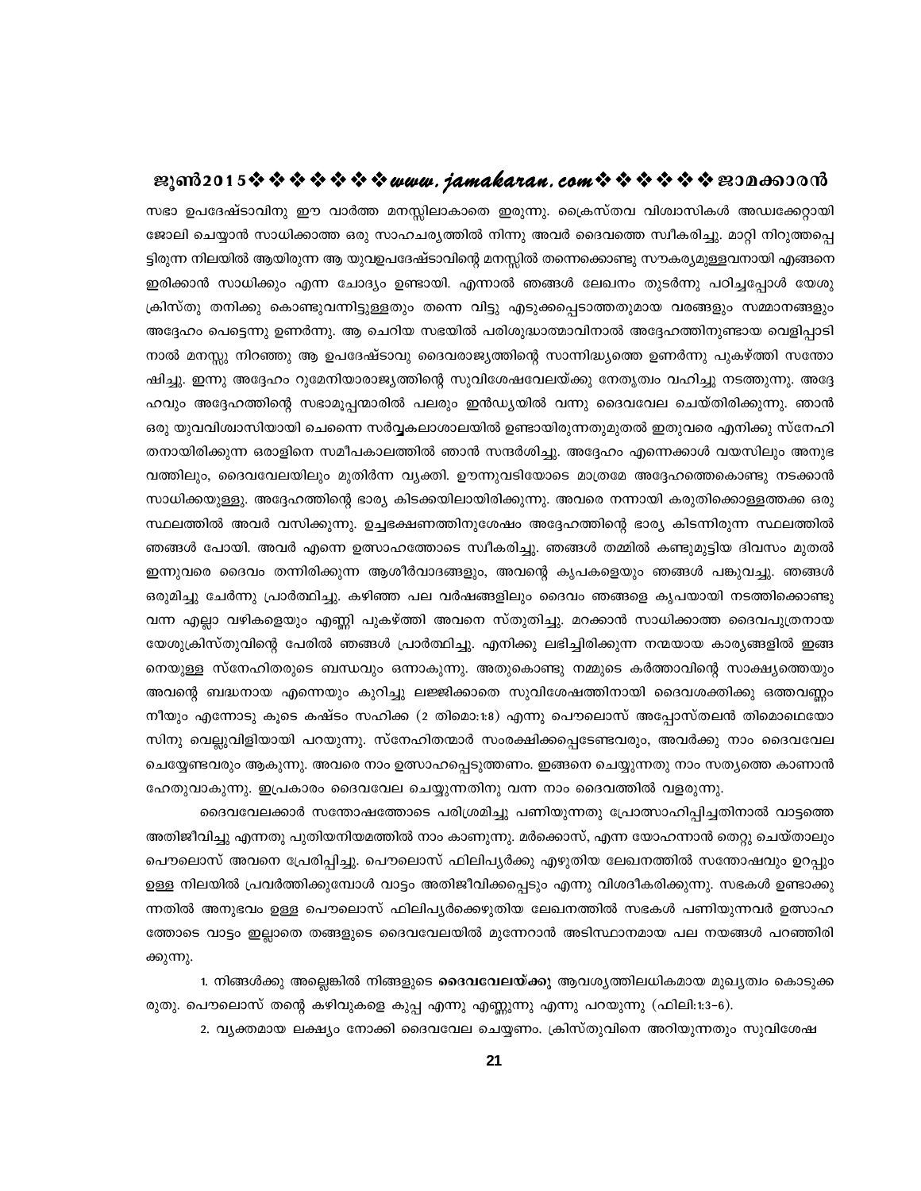സഭാ ഉപദേഷ്ടാവിനു ഈ വാർത്ത മനസ്സിലാകാതെ ഇരുന്നു. ക്രൈസ്തവ വിശ്വാസികൾ അദ്ധ്വക്കേറ്റായി ജോലി ചെയ്യാൻ സാധിക്കാത്ത ഒരു സാഹചര്യത്തിൽ നിന്നു അവർ ദൈവത്തെ സ്വീകരിച്ചു. മാറ്റി നിറുത്തപ്പെട്ടിരുന്ന നിലയിൽ ആയിരുന്ന ആ യുവഉപദേഷ്ടാവിന്റെ മനസ്സിൽ തന്നെക്കൊണ്ടു സൗകര്യമുള്ളവനായി എങ്ങനെ ഇരിക്കാൻ സാധിക്കും എന്ന ചോദ്യം ഉണ്ടായി. എന്നാൽ ഞങ്ങൾ ലേഖനം തുടർന്നു പഠിച്ചപ്പോൾ യേശുക്രിസ്തു തനിക്കു കൊണ്ടുവന്നിട്ടുള്ളതും തന്നെ വിട്ടു എടുക്കപ്പെടാത്തതുമായ വരങ്ങളും സമ്മാനങ്ങളും അദ്ദേഹം പെട്ടെന്നു ഉണർന്നു. ആ ചെറിയ സഭയിൽ പരിശുദ്ധാത്മാവിനാൽ അദ്ദേഹത്തിനുണ്ടായ വെളിപ്പാടിനാൽ മനസ്സു നിറഞ്ഞു ആ ഉപദേഷ്ടാവു ദൈവരാജ്യത്തിന്റെ സാന്നിദ്ധ്യത്തെ ഉണർന്നു പുകഴ്ത്തി സന്തോഷിച്ചു. ഇന്നു അദ്ദേഹം റുമേനിയാരാജ്യത്തിന്റെ സുവിശേഷവേലയ്ക്കു നേതൃത്വം വഹിച്ചു നടത്തുന്നു. അദ്ദേഹവും അദ്ദേഹത്തിന്റെ സഭാമൂപ്പന്മാരിൽ പലരും ഇൻഡ്യയിൽ വന്നു ദൈവവേല ചെയ്തിരിക്കുന്നു. ഞാൻ ഒരു യുവവിശ്വാസിയായി ചെന്നൈ സർവ്വകലാശാലയിൽ ഉണ്ടായിരുന്നതുമുതൽ ഇതുവരെ എനിക്കു സ്നേഹിതനായിരിക്കുന്ന ഒരാളിനെ സമീപകാലത്തിൽ ഞാൻ സന്ദർശിച്ചു. അദ്ദേഹം എന്നെക്കാൾ വയസിലും അനുഭവത്തിലും, ദൈവവേലയിലും മുതിർന്ന വ്യക്തി. ഊന്നുവടിയോടെ മാത്രമേ അദ്ദേഹത്തെകൊണ്ടു നടക്കാൻ സാധിക്കയുള്ളു. അദ്ദേഹത്തിന്റെ ഭാര്യ കിടക്കയിലായിരിക്കുന്നു. അവരെ നന്നായി കരുതിക്കൊള്ളത്തക്ക ഒരു സ്ഥലത്തിൽ അവർ വസിക്കുന്നു. ഉച്ചഭക്ഷണത്തിനുശേഷം അദ്ദേഹത്തിന്റെ ഭാര്യ കിടന്നിരുന്ന സ്ഥലത്തിൽ ഞങ്ങൾ പോയി. അവർ എന്നെ ഉത്സാഹത്തോടെ സ്വീകരിച്ചു. ഞങ്ങൾ തമ്മിൽ കണ്ടുമുട്ടിയ ദിവസം മുതൽ ഇന്നുവരെ ദൈവം തന്നിരിക്കുന്ന ആശീർവാദങ്ങളും, അവന്റെ കൃപകളെയും ഞങ്ങൾ പങ്കുവച്ചു. ഞങ്ങൾ ഒരുമിച്ചു ചേർന്നു പ്രാർത്ഥിച്ചു. കഴിഞ്ഞ പല വർഷങ്ങളിലും ദൈവം ഞങ്ങളെ കൃപയായി നടത്തിക്കൊണ്ടു വന്ന എല്ലാ വഴികളെയും എണ്ണി പുകഴ്ത്തി അവനെ സ്തുതിച്ചു. മറക്കാൻ സാധിക്കാത്ത ദൈവപുത്രനായ യേശുക്രിസ്തുവിന്റെ പേരിൽ ഞങ്ങൾ പ്രാർത്ഥിച്ചു. എനിക്കു ലഭിച്ചിരിക്കുന്ന നന്മയായ കാര്യങ്ങളിൽ ഇങ്ങനെയുള്ള സ്നേഹിതരുടെ ബന്ധവും ഒന്നാകുന്നു. അതുകൊണ്ടു നമ്മുടെ കർത്താവിന്റെ സാക്ഷ്യത്തെയും അവന്റെ ബദ്ധനായ എന്നെയും കുറിച്ചു ലജ്ജിക്കാതെ സുവിശേഷത്തിനായി ദൈവശക്തിക്കു ഒത്തവണ്ണം നീയും എന്നോടു കൂടെ കഷ്ടം സഹിക്ക (2 തിമൊ:1:8) എന്നു പൌലൊസ് അപ്പോസ്തലൻ തിമൊഥെയോസിനു വെല്ലുവിളിയായി പറയുന്നു. സ്നേഹിതന്മാർ സംരക്ഷിക്കപ്പെടേണ്ടവരും, അവർക്കു നാം ദൈവവേല ചെയ്യേണ്ടവരും ആകുന്നു. അവരെ നാം ഉത്സാഹപ്പെടുത്തണം. ഇങ്ങനെ ചെയ്യുന്നതു നാം സത്യത്തെ കാണാൻ ഹേതുവാകുന്നു. ഇപ്രകാരം ദൈവവേല ചെയ്യുന്നതിനു വന്ന നാം ദൈവത്തിൽ വളരുന്നു.

ദൈവവേലക്കാർ സന്തോഷത്തോടെ പരിശ്രമിച്ചു പണിയുന്നതു പ്രോത്സാഹിപ്പിച്ചതിനാൽ വാട്ടത്തെ അതിജീവിച്ചു എന്നതു പുതിയനിയമത്തിൽ നാം കാണുന്നു. മർക്കൊസ്, എന്ന യോഹന്നാൻ തെറ്റു ചെയ്താലും പൌലൊസ് അവനെ പ്രേരിപ്പിച്ചു. പൌലൊസ് ഫിലിപ്യർക്കു എഴുതിയ ലേഖനത്തിൽ സന്തോഷവും ഉറപ്പും ഉള്ള നിലയിൽ പ്രവർത്തിക്കുമ്പോൾ വാട്ടം അതിജീവിക്കപ്പെടും എന്നു വിശദീകരിക്കുന്നു. സഭകൾ ഉണ്ടാക്കുന്നതിൽ അനുഭവം ഉള്ള പൌലൊസ് ഫിലിപ്യർക്കെഴുതിയ ലേഖനത്തിൽ സഭകൾ പണിയുന്നവർ ഉത്സാഹത്തോടെ വാട്ടം ഇല്ലാതെ തങ്ങളുടെ ദൈവവേലയിൽ മുന്നേറാൻ അടിസ്ഥാനമായ പല നയങ്ങൾ പറഞ്ഞിരിക്കുന്നു.

1. നിങ്ങൾക്കു അല്ലെങ്കിൽ നിങ്ങളുടെ **ദൈവവേലയ്ക്കു** ആവശ്യത്തിലധികമായ മുഖ്യത്വം കൊടുക്കരുതു. പൌലൊസ് തന്റെ കഴിവുകളെ കുപ്പ എന്നു എണ്ണുന്നു എന്നു പറയുന്നു (ഫിലി:1:3-6).

2. വ്യക്തമായ ലക്ഷ്യം നോക്കി ദൈവവേല ചെയ്യണം. ക്രിസ്തുവിനെ അറിയുന്നതും സുവിശേഷ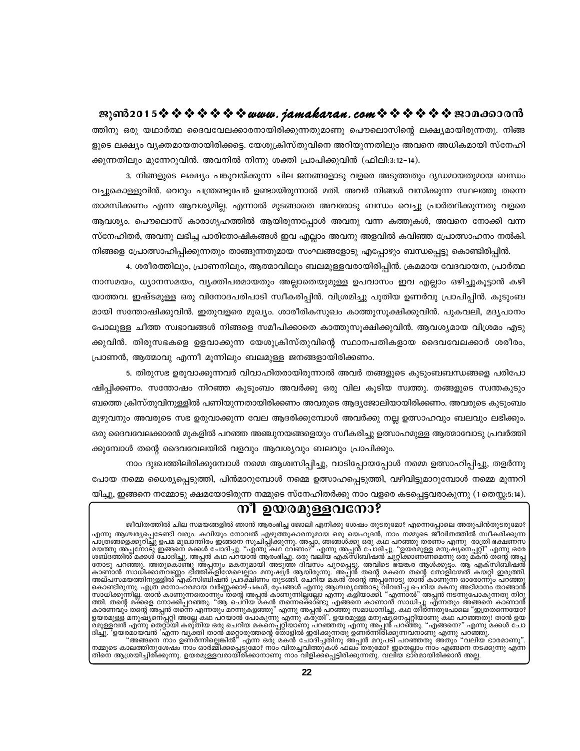ത്തിനു ഒരു യഥാർത്ഥ ദൈവവേലക്കാരനായിരിക്കുന്നതുമാണു പൌലൊസിന്റെ ലക്ഷ്യമായിരുന്നതു. നിങ്ങളുടെ ലക്ഷ്യം വ്യക്തമായതായിരിക്കട്ടെ. യേശുക്രിസ്തുവിനെ അറിയുന്നതിലും അവനെ അധികമായി സ്നേഹിക്കുന്നതിലും മുന്നേറുവിൻ. അവനിൽ നിന്നു ശക്തി പ്രാപിക്കുവിൻ (ഫിലി:3:12-14).

3. നിങ്ങളുടെ ലക്ഷ്യം പങ്കുവയ്ക്കുന്ന ചില ജനങ്ങളോടു വളരെ അടുത്തതും ദൃഢമായതുമായ ബന്ധം വച്ചുകൊള്ളുവിൻ. വെറും പന്ത്രണ്ടുപേർ ഉണ്ടായിരുന്നാൽ മതി. അവർ നിങ്ങൾ വസിക്കുന്ന സ്ഥലത്തു തന്നെ താമസിക്കണം എന്ന ആവശ്യമില്ല. എന്നാൽ മുടങ്ങാതെ അവരോടു ബന്ധം വെച്ചു പ്രാർത്ഥിക്കുന്നതു വളരെ ആവശ്യം. പൌലൊസ് കാരാഗൃഹത്തിൽ ആയിരുന്നപ്പോൾ അവനു വന്ന കത്തുകൾ, അവനെ നോക്കി വന്ന സ്നേഹിതർ, അവനു ലഭിച്ച പാരിതോഷികങ്ങൾ ഇവ എല്ലാം അവനു അളവിൽ കവിഞ്ഞ പ്രോത്സാഹനം നൽകി. നിങ്ങളെ പ്രോത്സാഹിപ്പിക്കുന്നതും താങ്ങുന്നതുമായ സംഘങ്ങളോടു എപ്പോഴും ബന്ധപ്പെട്ടു കൊണ്ടിരിപ്പിൻ.

4. ശരീരത്തിലും, പ്രാണനിലും, ആത്മാവിലും ബലമുള്ളവരായിരിപ്പിൻ. ക്രമമായ വേദവായന, പ്രാർത്ഥനാസമയം, ധ്യാനസമയം, വ്യക്തിപരമായതും അല്ലാതെയുമുള്ള ഉപവാസം ഇവ എല്ലാം ഒഴിച്ചുകൂട്ടാൻ കഴിയാത്തവ. ഇഷ്ടമുള്ള ഒരു വിനോദപരിപാടി സ്വീകരിപ്പിൻ. വിശ്രമിച്ചു പുതിയ ഉണർവു പ്രാപിപ്പിൻ. കുടുംബമായി സന്തോഷിക്കുവിൻ. ഇതുവളരെ മുഖ്യം. ശാരീരികസുഖം കാത്തുസൂക്ഷിക്കുവിൻ. പുകവലി, മദ്യപാനം പോലുള്ള ചീത്ത സ്വഭാവങ്ങൾ നിങ്ങളെ സമീപിക്കാതെ കാത്തുസൂക്ഷിക്കുവിൻ. ആവശ്യമായ വിശ്രമം എടുക്കുവിൻ. തിരുസഭകളെ ഉളവാക്കുന്ന യേശുക്രിസ്തുവിന്റെ സ്ഥാനപതികളായ ദൈവവേലക്കാർ ശരീരം, പ്രാണൻ, ആത്മാവു എന്നീ മൂന്നിലും ബലമുള്ള ജനങ്ങളായിരിക്കണം.

5. തിരുസഭ ഉരുവാക്കുന്നവർ വിവാഹിതരായിരുന്നാൽ അവർ തങ്ങളുടെ കുടുംബബന്ധങ്ങളെ പരിപോഷിപ്പിക്കണം. സന്തോഷം നിറഞ്ഞ കുടുംബം അവർക്കു ഒരു വില കൂടിയ സ്വത്തു. തങ്ങളുടെ സ്വന്തകുടുംബത്തെ ക്രിസ്തുവിനുള്ളിൽ പണിയുന്നതായിരിക്കണം അവരുടെ ആദ്യജോലിയായിരിക്കണം. അവരുടെ കുടുംബം മുഴുവനും അവരുടെ സഭ ഉരുവാക്കുന്ന വേല ആദരിക്കുമ്പോൾ അവർക്കു നല്ല ഉത്സാഹവും ബലവും ലഭിക്കും. ഒരു ദൈവവേലക്കാരൻ മുകളിൽ പറഞ്ഞ അഞ്ചുനയങ്ങളെയും സ്വീകരിച്ചു ഉത്സാഹമുള്ള ആത്മാവോടു പ്രവർത്തിക്കുമ്പോൾ തന്റെ ദൈവവേലയിൽ വളവും ആവശ്യവും ബലവും പ്രാപിക്കും.

നാം ദുഃഖത്തിലിരിക്കുമ്പോൾ നമ്മെ ആശ്വസിപ്പിച്ചു, വാടിപ്പോയപ്പോൾ നമ്മെ ഉത്സാഹിപ്പിച്ചു, തളർന്നു പോയ നമ്മെ ധൈര്യപ്പെടുത്തി, പിൻമാറുമ്പോൾ നമ്മെ ഉത്സാഹപ്പെടുത്തി, വഴിവിട്ടുമാറുമ്പോൾ നമ്മെ മുന്നറിയിച്ചു, ഇങ്ങനെ നമ്മോടു ക്ഷമയോടിരുന്ന നമ്മുടെ സ്നേഹിതർക്കു നാം വളരെ കടപ്പെട്ടവരാകുന്നു (1 തെസ്സ:5:14).

## നീ ഉയരമുള്ളവനോ?

ജീവിതത്തിൽ ചില സമയങ്ങളിൽ ഞാൻ ആരംഭിച്ച ജോലി എനിക്കു ശേഷം തുടരുമോ? എന്നെപ്പോലെ അതുപിൻതുടരുമോ? എന്നു ആശ്ചര്യപ്പെടേണ്ടി വരും. കവിയും നോവൽ എഴുത്തുകാരനുമായ ഒരു യെഹൂദൻ, നാം നമ്മുടെ ജീവിതത്തിൽ സ്വീകരിക്കുന്ന പാത്രങ്ങളെക്കുറിച്ചു ഉപമ മുഖാന്തിരം ഇങ്ങനെ സൂചിപ്പിക്കുന്നു. അപ്പാ, ഞങ്ങൾക്കു ഒരു കഥ പറഞ്ഞു തരണം എന്നു രാത്രി ഭക്ഷണസമയത്തു അപ്പനോടു ഇങ്ങനെ മക്കൾ ചോദിച്ചു. "എന്തു കഥ വേണം?" എന്നു അപ്പൻ ചോദിച്ചു. "ഉയരമുള്ള മനുഷ്യനെപ്പറ്റി" എന്നു ഒരേ ശബ്ദത്തിൽ മക്കൾ ചോദിച്ചു. അപ്പൻ കഥ പറയാൻ ആരംഭിച്ചു. ഒരു വലിയ എക്സിബിഷൻ ചുറ്റിക്കാണണമെന്നു ഒരു മകൻ തന്റെ അപ്പനോടു പറഞ്ഞു. അതുകൊണ്ടു അപ്പനും മകനുമായി അടുത്ത ദിവസം പുറപ്പെട്ടു. അവിടെ ഭയങ്കര ആൾക്കൂട്ടം. ആ എക്സിബിഷൻ കാണാൻ സാധിക്കാത്തവണ്ണം ഭിത്തികളിന്മേലെല്ലാം മനുഷ്യർ ആയിരുന്നു. അപ്പൻ തന്റെ മകനെ തന്റെ തോളിന്മേൽ കയറ്റി ഇരുത്തി. അല്പസമയത്തിനുള്ളിൽ എക്സിബിഷൻ പ്രദക്ഷിണം തുടങ്ങി. ചെറിയ മകൻ തന്റെ അപ്പനോടു താൻ കാണുന്ന ഓരോന്നും പറഞ്ഞു കൊണ്ടിരുന്നു. എത്ര മനോഹരമായ വർണ്ണക്കാഴ്ചകൾ; രൂപങ്ങൾ എന്നു ആശ്ചര്യത്തോടു വിവരിച്ച ചെറിയ മകനു അഭിമാനം താങ്ങാൻ സാധിക്കുന്നില്ല. താൻ കാണുന്നതൊന്നും തന്റെ അപ്പൻ കാണുന്നില്ലല്ലോ എന്നു കളിയാക്കി. "എന്നാൽ" അപ്പൻ നടന്നുപോകുന്നതു നിറുത്തി. തന്റെ മക്കളെ നോക്കിപ്പറഞ്ഞു. "ആ ചെറിയ മകൻ തന്നെക്കൊണ്ടു എങ്ങനെ കാണാൻ സാധിച്ചു എന്നതും അങ്ങനെ കാണാൻ കാരണവും തന്റെ അപ്പൻ തന്നെ എന്നതും മറന്നുകളഞ്ഞു" എന്നു അപ്പൻ പറഞ്ഞു സമാധാനിച്ചു. കഥ തീർന്നതുപോലെ "ഇത്രതന്നെയോ? ഉയരമുള്ള മനുഷ്യനെപ്പറ്റി അല്ലേ കഥ പറയാൻ പോകുന്നു എന്നു കരുതി". ഉയരമുള്ള മനുഷ്യനെപ്പറ്റിയാണു കഥ പറഞ്ഞതു! താൻ ഉയരമുള്ളവൻ എന്നു തെറ്റായി കരുതിയ ഒരു ചെറിയ മകനെപ്പറ്റിയാണു പറഞ്ഞതു എന്നു അപ്പൻ പറഞ്ഞു. "എങ്ങനെ?" എന്നു മക്കൾ ചോദിച്ചു. 'ഉയരമായവൻ' എന്ന വ്യക്തി താൻ മറ്റൊരുത്തന്റെ തോളിൽ ഇരിക്കുന്നതു ഉണർന്നിരിക്കുന്നവനാണു എന്നു പറഞ്ഞു.

"അങ്ങനെ നാം ഉണർന്നില്ലെങ്കിൽ" എന്നു ഒരു മകൻ ചോദിച്ചതിനു അപ്പൻ മറുപടി പറഞ്ഞതു അതും "വലിയ ഭാരമാണു". നമ്മുടെ കാലത്തിനുശേഷം നാം ഓർമ്മിക്കപ്പെടുമോ? നാം വിതച്ചവിത്തുകൾ ഫലം തരുമോ? ഇതെല്ലാം നാം എങ്ങനെ നടക്കുന്നു എന്നതിനെ ആശ്രയിച്ചിരിക്കുന്നു. ഉയരമുള്ളവരായിരിക്കാനാണു നാം വിളിക്കപ്പെട്ടിരിക്കുന്നതു. വലിയ ഭാരമായിരിക്കാൻ അല്ല.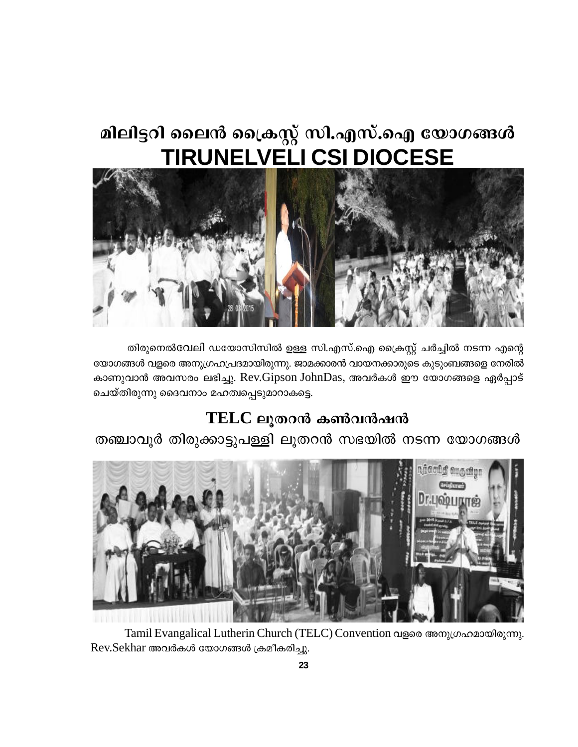# മിലിട്ടറി ലൈൻ ക്രൈസ്റ്റ് സി.എസ്.ഐ യോഗങ്ങൾ
# TIRUNELVELI CSI DIOCESE

തിരുനെൽവേലി ഡയോസിസിൽ ഉള്ള സി.എസ്.ഐ ക്രൈസ്റ്റ് ചർച്ചിൽ നടന്ന എന്റെ യോഗങ്ങൾ വളരെ അനുഗ്രഹപ്രദമായിരുന്നു. ജാമക്കാരൻ വായനക്കാരുടെ കുടുംബങ്ങളെ നേരിൽ കാണുവാൻ അവസരം ലഭിച്ചു. Rev.Gipson JohnDas, അവർകൾ ഈ യോഗങ്ങളെ ഏർപ്പാട് ചെയ്തിരുന്നു ദൈവനാം മഹത്വപ്പെടുമാറാകട്ടെ.

## TELC ലൂതറൻ കൺവൻഷൻ

### തഞ്ചാവൂർ തിരുക്കാട്ടുപള്ളി ലൂതറൻ സഭയിൽ നടന്ന യോഗങ്ങൾ

Tamil Evangalical Lutherin Church (TELC) Convention വളരെ അനുഗ്രഹമായിരുന്നു. Rev.Sekhar അവർകൾ യോഗങ്ങൾ ക്രമീകരിച്ചു.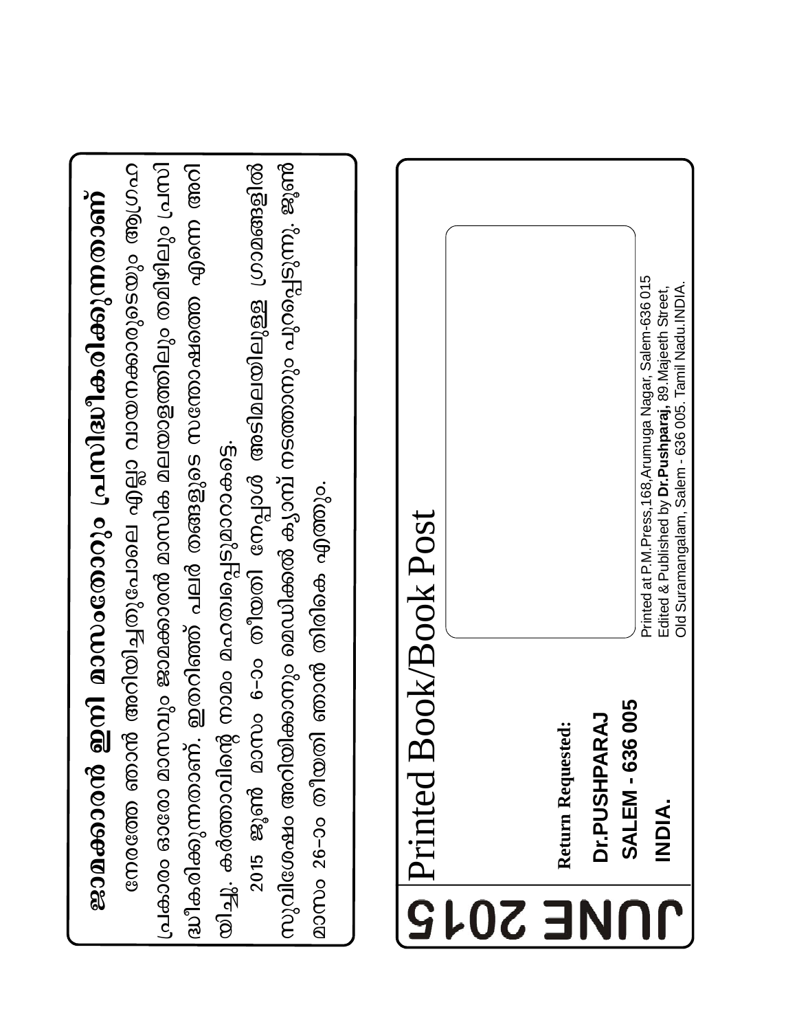## ജാമക്കാരൻ ഇനി മാസംതോറും പ്രസിദ്ധീകരിക്കുന്നതാണ്

നേരത്തേ ഞാൻ അറിയിച്ചതുപോലെ എല്ലാ വായനക്കാരുടെയും ആഗ്രഹപ്രകാരം ഓരോ മാസവും ജാമക്കാരൻ മാസിക മലയാളത്തിലും തമിഴിലും പ്രസിദ്ധീകരിക്കുന്നതാണ്. ഇതറിഞ്ഞ് പലർ തങ്ങളുടെ സന്തോഷത്തെ എന്നെ അറിയിച്ചു. കർത്താവിന്റെ നാമം മഹത്വപ്പെടുമാറാകട്ടെ.

2015 ജൂൺ മാസം 6-ാം തീയതി നേപ്പാൾ അടിമലയിലുള്ള ഗ്രാമങ്ങളിൽ സുവിശേഷം അറിയിക്കാനും മെഡിക്കൽ ക്യാമ്പ് നടത്താനും പുറപ്പെടുന്നു. ജൂൺ മാസം 26-ാം തീയതി ഞാൻ തിരികെ എത്തും.

JUNE 2015

Printed Book/Book Post

**Return Requested:**

**Dr.PUSHPARAJ**
**SALEM - 636 005**
**INDIA.**

Printed at P.M.Press,168,Arumuga Nagar, Salem-636 015
Edited & Published by **Dr.Pushparaj**, 89.Majeeth Street,
Old Suramangalam, Salem - 636 005. Tamil Nadu.INDIA.